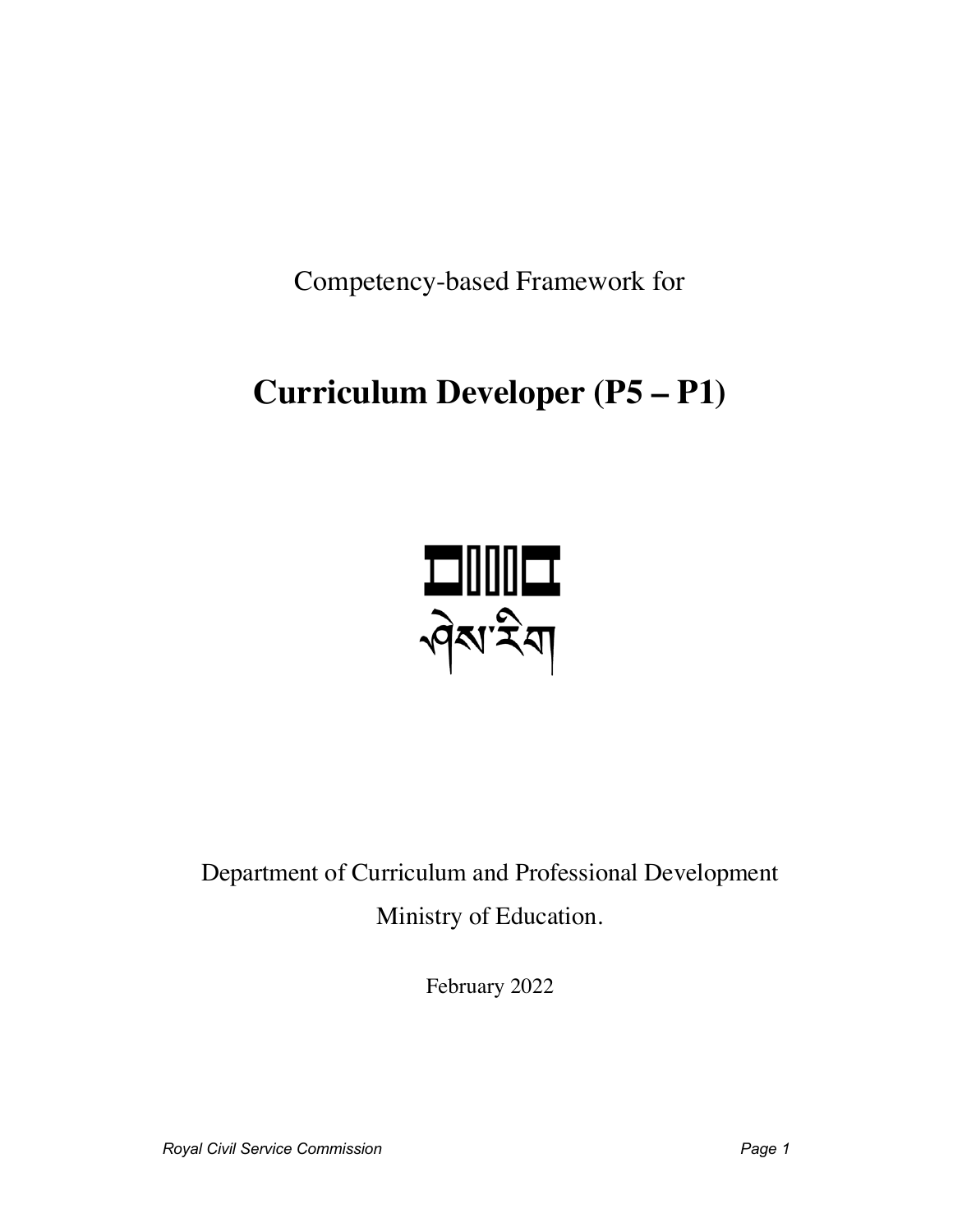Competency-based Framework for

# Curriculum Developer (P5 – P1)

ཞིས་རིག

Department of Curriculum and Professional Development

Ministry of Education.

February 2022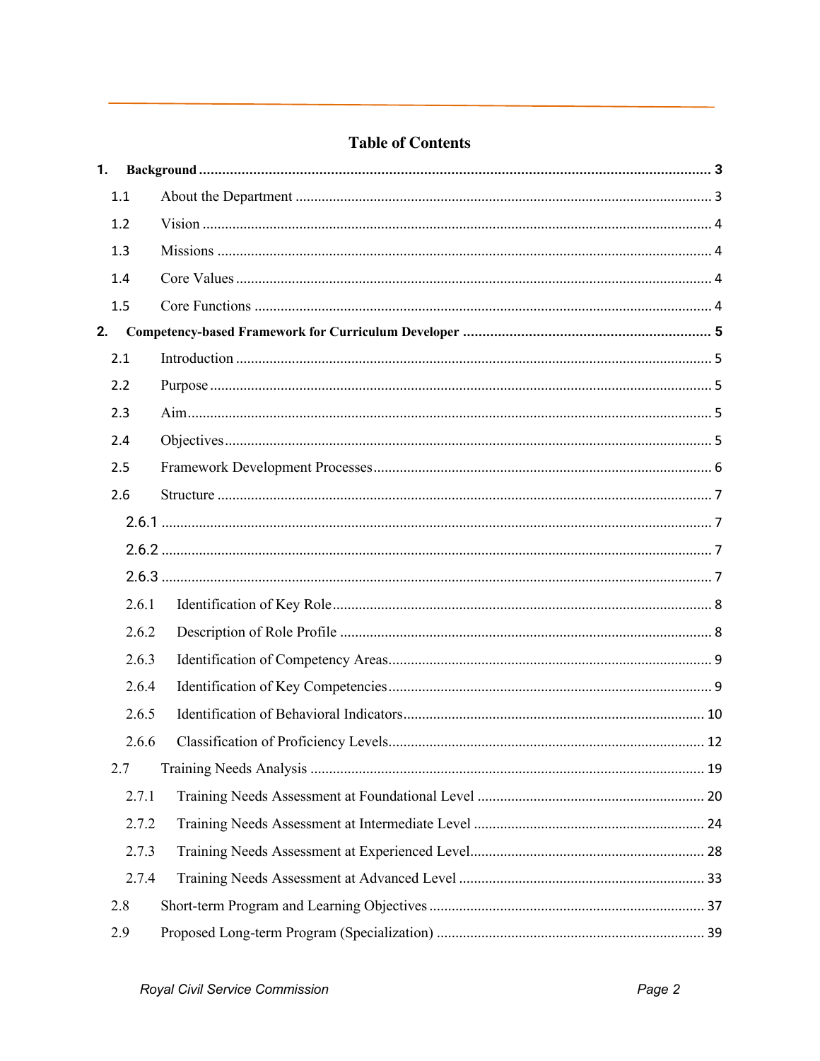# Table of Contents

- **1. Background** ........ **3**
  - 1.1 About the Department ........ 3
  - 1.2 Vision ........ 4
  - 1.3 Missions ........ 4
  - 1.4 Core Values ........ 4
  - 1.5 Core Functions ........ 4
- **2. Competency-based Framework for Curriculum Developer** ........ **5**
  - 2.1 Introduction ........ 5
  - 2.2 Purpose ........ 5
  - 2.3 Aim ........ 5
  - 2.4 Objectives ........ 5
  - 2.5 Framework Development Processes ........ 6
  - 2.6 Structure ........ 7
    - 2.6.1 ........ 7
    - 2.6.2 ........ 7
    - 2.6.3 ........ 7
    - 2.6.1 Identification of Key Role ........ 8
    - 2.6.2 Description of Role Profile ........ 8
    - 2.6.3 Identification of Competency Areas ........ 9
    - 2.6.4 Identification of Key Competencies ........ 9
    - 2.6.5 Identification of Behavioral Indicators ........ 10
    - 2.6.6 Classification of Proficiency Levels ........ 12
  - 2.7 Training Needs Analysis ........ 19
    - 2.7.1 Training Needs Assessment at Foundational Level ........ 20
    - 2.7.2 Training Needs Assessment at Intermediate Level ........ 24
    - 2.7.3 Training Needs Assessment at Experienced Level ........ 28
    - 2.7.4 Training Needs Assessment at Advanced Level ........ 33
  - 2.8 Short-term Program and Learning Objectives ........ 37
  - 2.9 Proposed Long-term Program (Specialization) ........ 39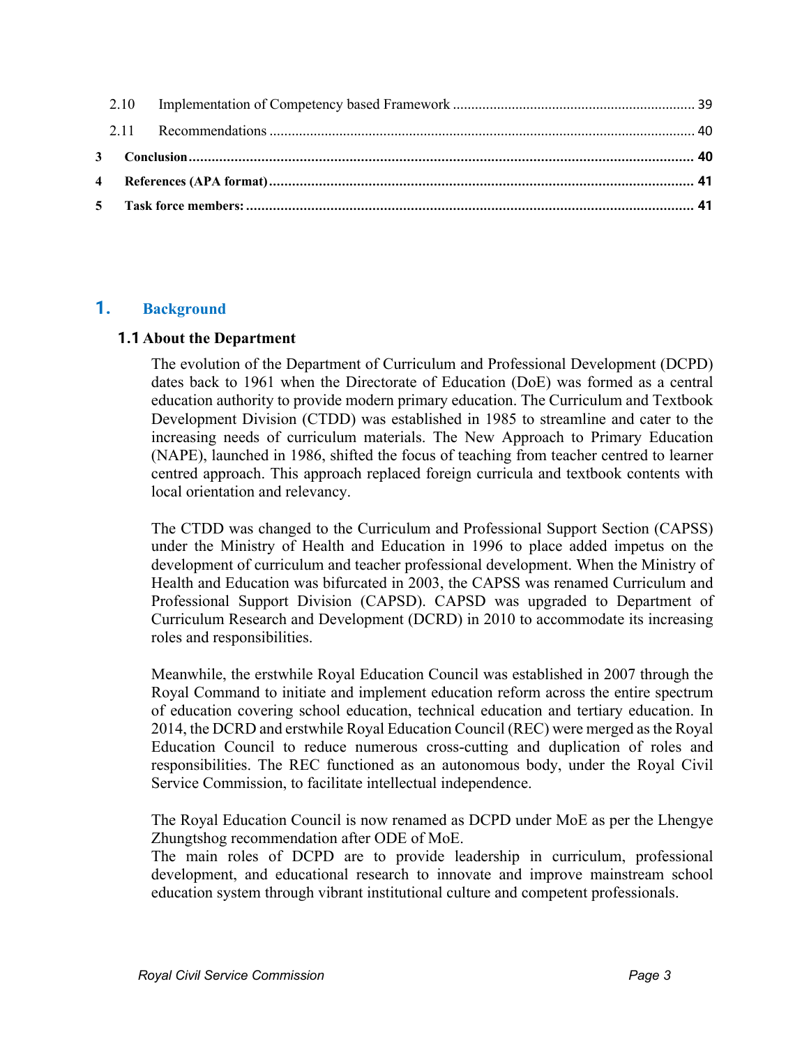| | | |
|---|---|---|
| 2.10 | Implementation of Competency based Framework | 39 |
| 2.11 | Recommendations | 40 |
| **3** | **Conclusion** | **40** |
| **4** | **References (APA format)** | **41** |
| **5** | **Task force members:** | **41** |

# 1. Background

## 1.1 About the Department

The evolution of the Department of Curriculum and Professional Development (DCPD) dates back to 1961 when the Directorate of Education (DoE) was formed as a central education authority to provide modern primary education. The Curriculum and Textbook Development Division (CTDD) was established in 1985 to streamline and cater to the increasing needs of curriculum materials. The New Approach to Primary Education (NAPE), launched in 1986, shifted the focus of teaching from teacher centred to learner centred approach. This approach replaced foreign curricula and textbook contents with local orientation and relevancy.

The CTDD was changed to the Curriculum and Professional Support Section (CAPSS) under the Ministry of Health and Education in 1996 to place added impetus on the development of curriculum and teacher professional development. When the Ministry of Health and Education was bifurcated in 2003, the CAPSS was renamed Curriculum and Professional Support Division (CAPSD). CAPSD was upgraded to Department of Curriculum Research and Development (DCRD) in 2010 to accommodate its increasing roles and responsibilities.

Meanwhile, the erstwhile Royal Education Council was established in 2007 through the Royal Command to initiate and implement education reform across the entire spectrum of education covering school education, technical education and tertiary education. In 2014, the DCRD and erstwhile Royal Education Council (REC) were merged as the Royal Education Council to reduce numerous cross-cutting and duplication of roles and responsibilities. The REC functioned as an autonomous body, under the Royal Civil Service Commission, to facilitate intellectual independence.

The Royal Education Council is now renamed as DCPD under MoE as per the Lhengye Zhungtshog recommendation after ODE of MoE.

The main roles of DCPD are to provide leadership in curriculum, professional development, and educational research to innovate and improve mainstream school education system through vibrant institutional culture and competent professionals.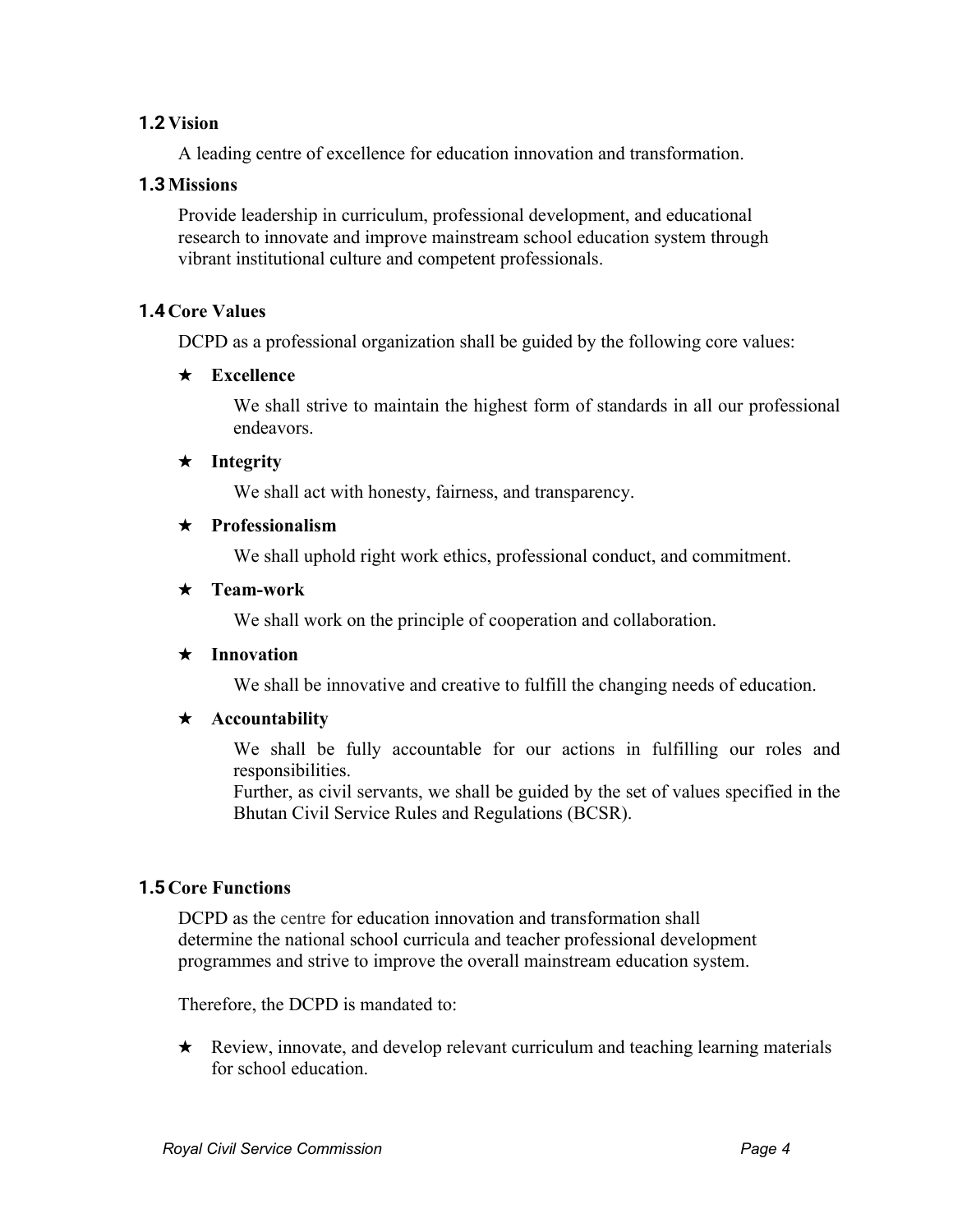### 1.2 Vision

A leading centre of excellence for education innovation and transformation.

### 1.3 Missions

Provide leadership in curriculum, professional development, and educational research to innovate and improve mainstream school education system through vibrant institutional culture and competent professionals.

### 1.4 Core Values

DCPD as a professional organization shall be guided by the following core values:

★ **Excellence**

We shall strive to maintain the highest form of standards in all our professional endeavors.

★ **Integrity**

We shall act with honesty, fairness, and transparency.

★ **Professionalism**

We shall uphold right work ethics, professional conduct, and commitment.

★ **Team-work**

We shall work on the principle of cooperation and collaboration.

★ **Innovation**

We shall be innovative and creative to fulfill the changing needs of education.

★ **Accountability**

We shall be fully accountable for our actions in fulfilling our roles and responsibilities.
Further, as civil servants, we shall be guided by the set of values specified in the Bhutan Civil Service Rules and Regulations (BCSR).

### 1.5 Core Functions

DCPD as the centre for education innovation and transformation shall determine the national school curricula and teacher professional development programmes and strive to improve the overall mainstream education system.

Therefore, the DCPD is mandated to:

★ Review, innovate, and develop relevant curriculum and teaching learning materials for school education.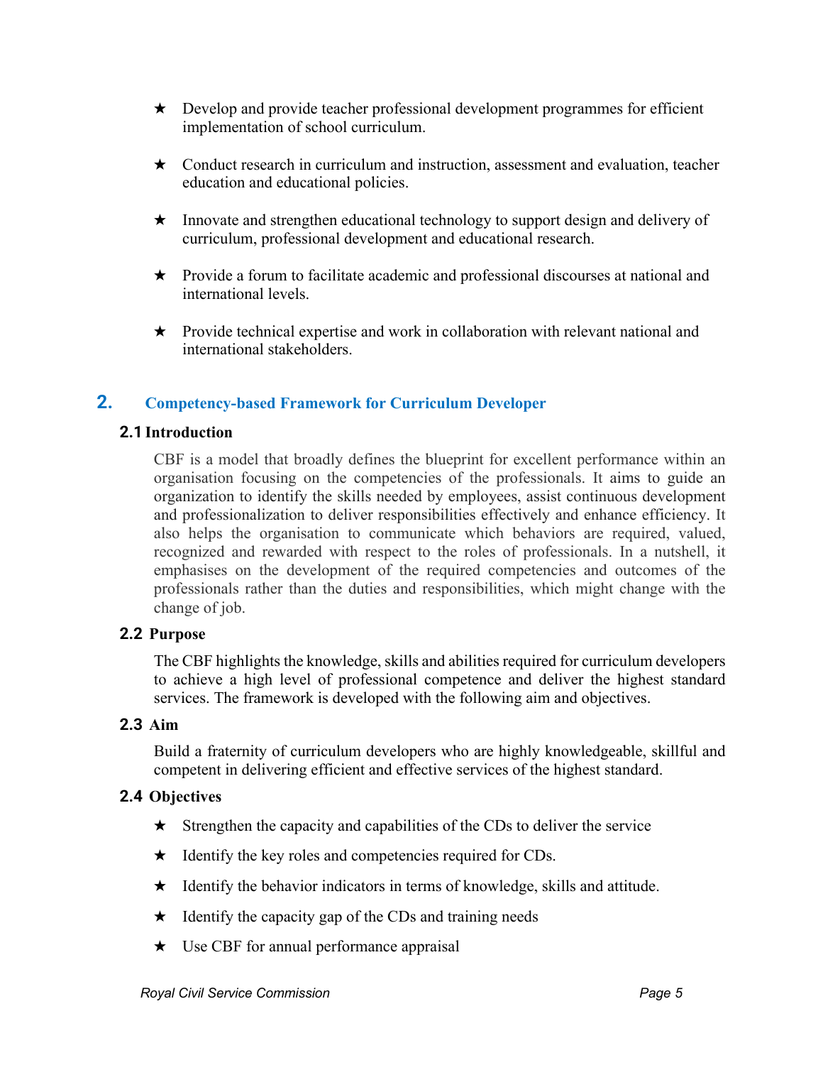- ★ Develop and provide teacher professional development programmes for efficient implementation of school curriculum.
- ★ Conduct research in curriculum and instruction, assessment and evaluation, teacher education and educational policies.
- ★ Innovate and strengthen educational technology to support design and delivery of curriculum, professional development and educational research.
- ★ Provide a forum to facilitate academic and professional discourses at national and international levels.
- ★ Provide technical expertise and work in collaboration with relevant national and international stakeholders.

## 2. Competency-based Framework for Curriculum Developer

### 2.1 Introduction

CBF is a model that broadly defines the blueprint for excellent performance within an organisation focusing on the competencies of the professionals. It aims to guide an organization to identify the skills needed by employees, assist continuous development and professionalization to deliver responsibilities effectively and enhance efficiency. It also helps the organisation to communicate which behaviors are required, valued, recognized and rewarded with respect to the roles of professionals. In a nutshell, it emphasises on the development of the required competencies and outcomes of the professionals rather than the duties and responsibilities, which might change with the change of job.

### 2.2 Purpose

The CBF highlights the knowledge, skills and abilities required for curriculum developers to achieve a high level of professional competence and deliver the highest standard services. The framework is developed with the following aim and objectives.

### 2.3 Aim

Build a fraternity of curriculum developers who are highly knowledgeable, skillful and competent in delivering efficient and effective services of the highest standard.

### 2.4 Objectives

- ★ Strengthen the capacity and capabilities of the CDs to deliver the service
- ★ Identify the key roles and competencies required for CDs.
- ★ Identify the behavior indicators in terms of knowledge, skills and attitude.
- ★ Identify the capacity gap of the CDs and training needs
- ★ Use CBF for annual performance appraisal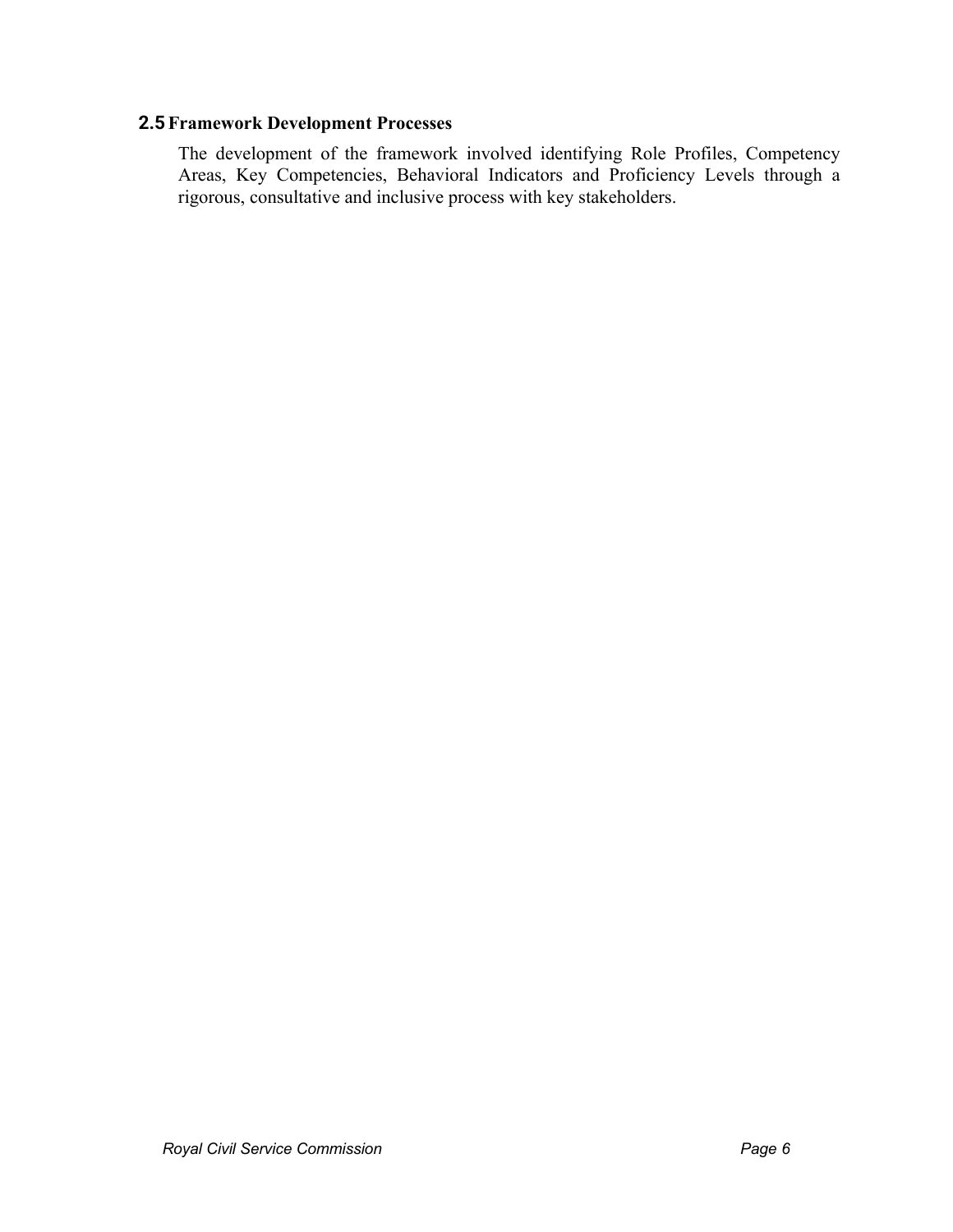## 2.5 Framework Development Processes

The development of the framework involved identifying Role Profiles, Competency Areas, Key Competencies, Behavioral Indicators and Proficiency Levels through a rigorous, consultative and inclusive process with key stakeholders.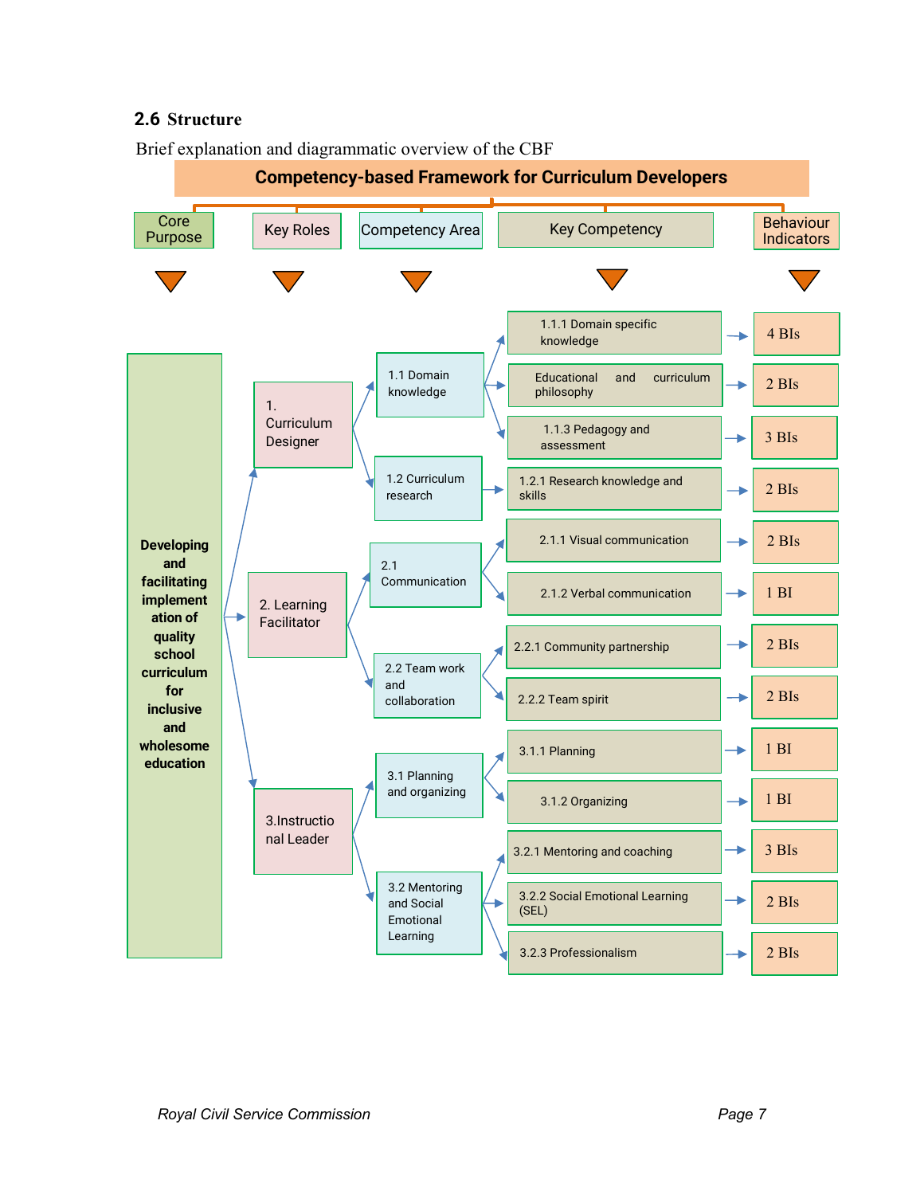## 2.6 Structure

Brief explanation and diagrammatic overview of the CBF

**Competency-based Framework for Curriculum Developers**

| Core Purpose | Key Roles | Competency Area | Key Competency | Behaviour Indicators |
|---|---|---|---|---|
| Developing and facilitating implementation of quality school curriculum for inclusive and wholesome education | 1. Curriculum Designer | 1.1 Domain knowledge | 1.1.1 Domain specific knowledge | 4 BIs |
| | | | Educational and curriculum philosophy | 2 BIs |
| | | | 1.1.3 Pedagogy and assessment | 3 BIs |
| | | 1.2 Curriculum research | 1.2.1 Research knowledge and skills | 2 BIs |
| | 2. Learning Facilitator | 2.1 Communication | 2.1.1 Visual communication | 2 BIs |
| | | | 2.1.2 Verbal communication | 1 BI |
| | | 2.2 Team work and collaboration | 2.2.1 Community partnership | 2 BIs |
| | | | 2.2.2 Team spirit | 2 BIs |
| | 3. Instructional Leader | 3.1 Planning and organizing | 3.1.1 Planning | 1 BI |
| | | | 3.1.2 Organizing | 1 BI |
| | | 3.2 Mentoring and Social Emotional Learning | 3.2.1 Mentoring and coaching | 3 BIs |
| | | | 3.2.2 Social Emotional Learning (SEL) | 2 BIs |
| | | | 3.2.3 Professionalism | 2 BIs |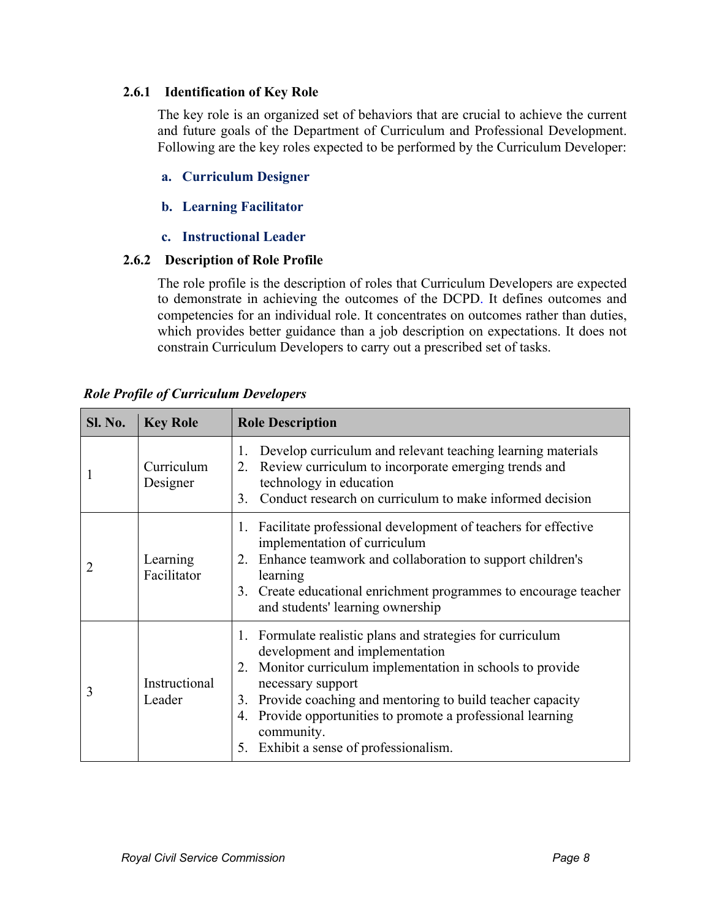### 2.6.1 Identification of Key Role

The key role is an organized set of behaviors that are crucial to achieve the current and future goals of the Department of Curriculum and Professional Development. Following are the key roles expected to be performed by the Curriculum Developer:

a. **Curriculum Designer**

b. **Learning Facilitator**

c. **Instructional Leader**

### 2.6.2 Description of Role Profile

The role profile is the description of roles that Curriculum Developers are expected to demonstrate in achieving the outcomes of the DCPD. It defines outcomes and competencies for an individual role. It concentrates on outcomes rather than duties, which provides better guidance than a job description on expectations. It does not constrain Curriculum Developers to carry out a prescribed set of tasks.

***Role Profile of Curriculum Developers***

| Sl. No. | Key Role | Role Description |
|---|---|---|
| 1 | Curriculum Designer | 1. Develop curriculum and relevant teaching learning materials<br>2. Review curriculum to incorporate emerging trends and technology in education<br>3. Conduct research on curriculum to make informed decision |
| 2 | Learning Facilitator | 1. Facilitate professional development of teachers for effective implementation of curriculum<br>2. Enhance teamwork and collaboration to support children's learning<br>3. Create educational enrichment programmes to encourage teacher and students' learning ownership |
| 3 | Instructional Leader | 1. Formulate realistic plans and strategies for curriculum development and implementation<br>2. Monitor curriculum implementation in schools to provide necessary support<br>3. Provide coaching and mentoring to build teacher capacity<br>4. Provide opportunities to promote a professional learning community.<br>5. Exhibit a sense of professionalism. |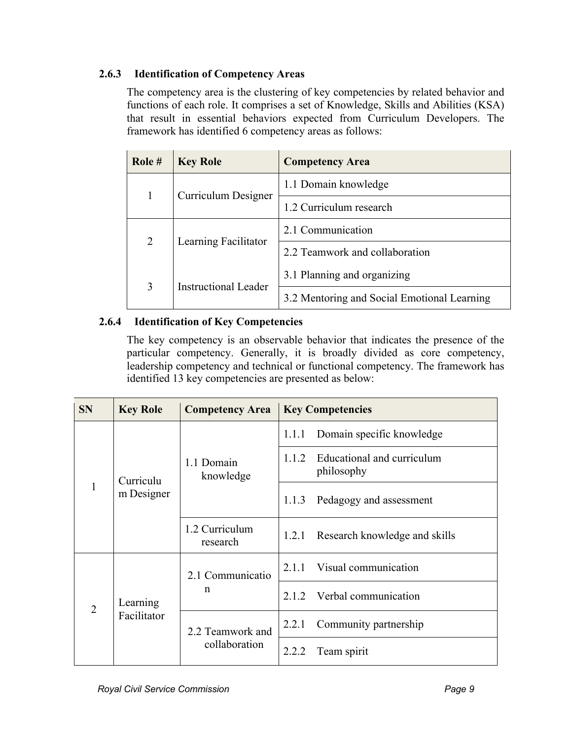### 2.6.3 Identification of Competency Areas

The competency area is the clustering of key competencies by related behavior and functions of each role. It comprises a set of Knowledge, Skills and Abilities (KSA) that result in essential behaviors expected from Curriculum Developers. The framework has identified 6 competency areas as follows:

| Role # | Key Role | Competency Area |
|---|---|---|
| 1 | Curriculum Designer | 1.1 Domain knowledge |
| | | 1.2 Curriculum research |
| 2 | Learning Facilitator | 2.1 Communication |
| | | 2.2 Teamwork and collaboration |
| 3 | Instructional Leader | 3.1 Planning and organizing |
| | | 3.2 Mentoring and Social Emotional Learning |

### 2.6.4 Identification of Key Competencies

The key competency is an observable behavior that indicates the presence of the particular competency. Generally, it is broadly divided as core competency, leadership competency and technical or functional competency. The framework has identified 13 key competencies are presented as below:

| SN | Key Role | Competency Area | Key Competencies |
|---|---|---|---|
| 1 | Curriculum Designer | 1.1 Domain knowledge | 1.1.1 Domain specific knowledge |
| | | | 1.1.2 Educational and curriculum philosophy |
| | | | 1.1.3 Pedagogy and assessment |
| | | 1.2 Curriculum research | 1.2.1 Research knowledge and skills |
| 2 | Learning Facilitator | 2.1 Communication | 2.1.1 Visual communication |
| | | | 2.1.2 Verbal communication |
| | | 2.2 Teamwork and collaboration | 2.2.1 Community partnership |
| | | | 2.2.2 Team spirit |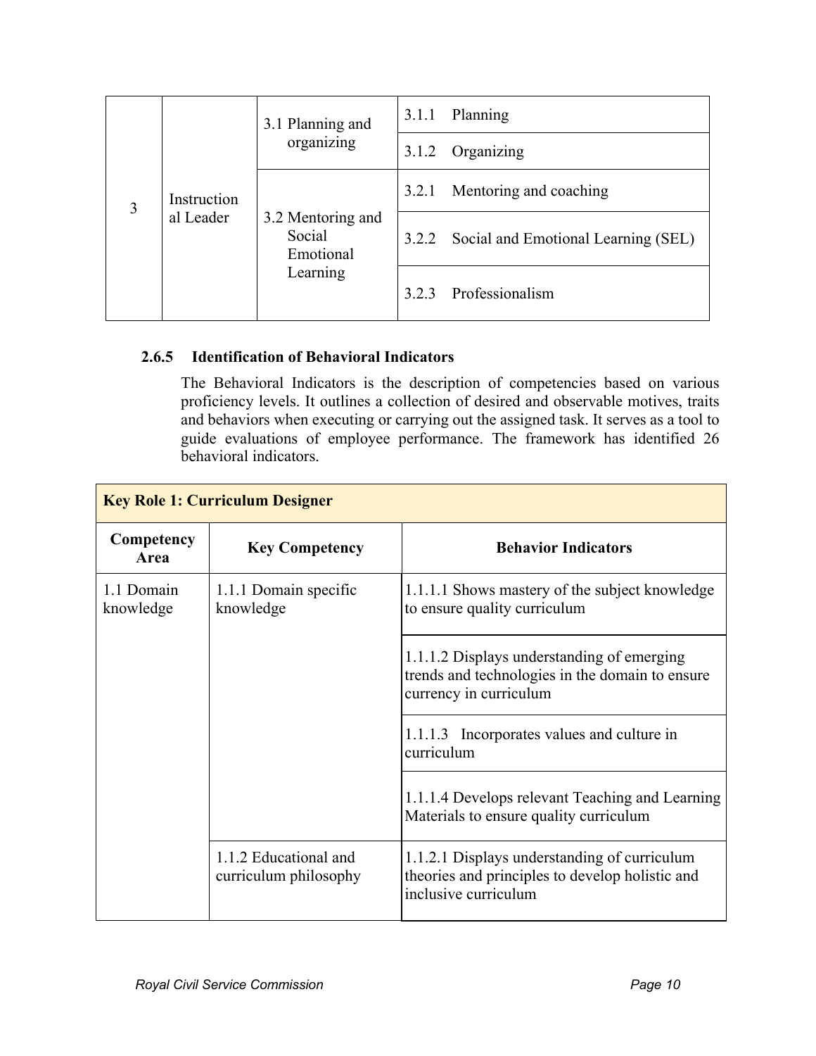| 3 | Instructional Leader | 3.1 Planning and organizing | 3.1.1 Planning |
|---|---|---|---|
| | | | 3.1.2 Organizing |
| | | 3.2 Mentoring and Social Emotional Learning | 3.2.1 Mentoring and coaching |
| | | | 3.2.2 Social and Emotional Learning (SEL) |
| | | | 3.2.3 Professionalism |

#### 2.6.5 Identification of Behavioral Indicators

The Behavioral Indicators is the description of competencies based on various proficiency levels. It outlines a collection of desired and observable motives, traits and behaviors when executing or carrying out the assigned task. It serves as a tool to guide evaluations of employee performance. The framework has identified 26 behavioral indicators.

| **Key Role 1: Curriculum Designer** | | |
|---|---|---|
| **Competency Area** | **Key Competency** | **Behavior Indicators** |
| 1.1 Domain knowledge | 1.1.1 Domain specific knowledge | 1.1.1.1 Shows mastery of the subject knowledge to ensure quality curriculum |
| | | 1.1.1.2 Displays understanding of emerging trends and technologies in the domain to ensure currency in curriculum |
| | | 1.1.1.3 Incorporates values and culture in curriculum |
| | | 1.1.1.4 Develops relevant Teaching and Learning Materials to ensure quality curriculum |
| | 1.1.2 Educational and curriculum philosophy | 1.1.2.1 Displays understanding of curriculum theories and principles to develop holistic and inclusive curriculum |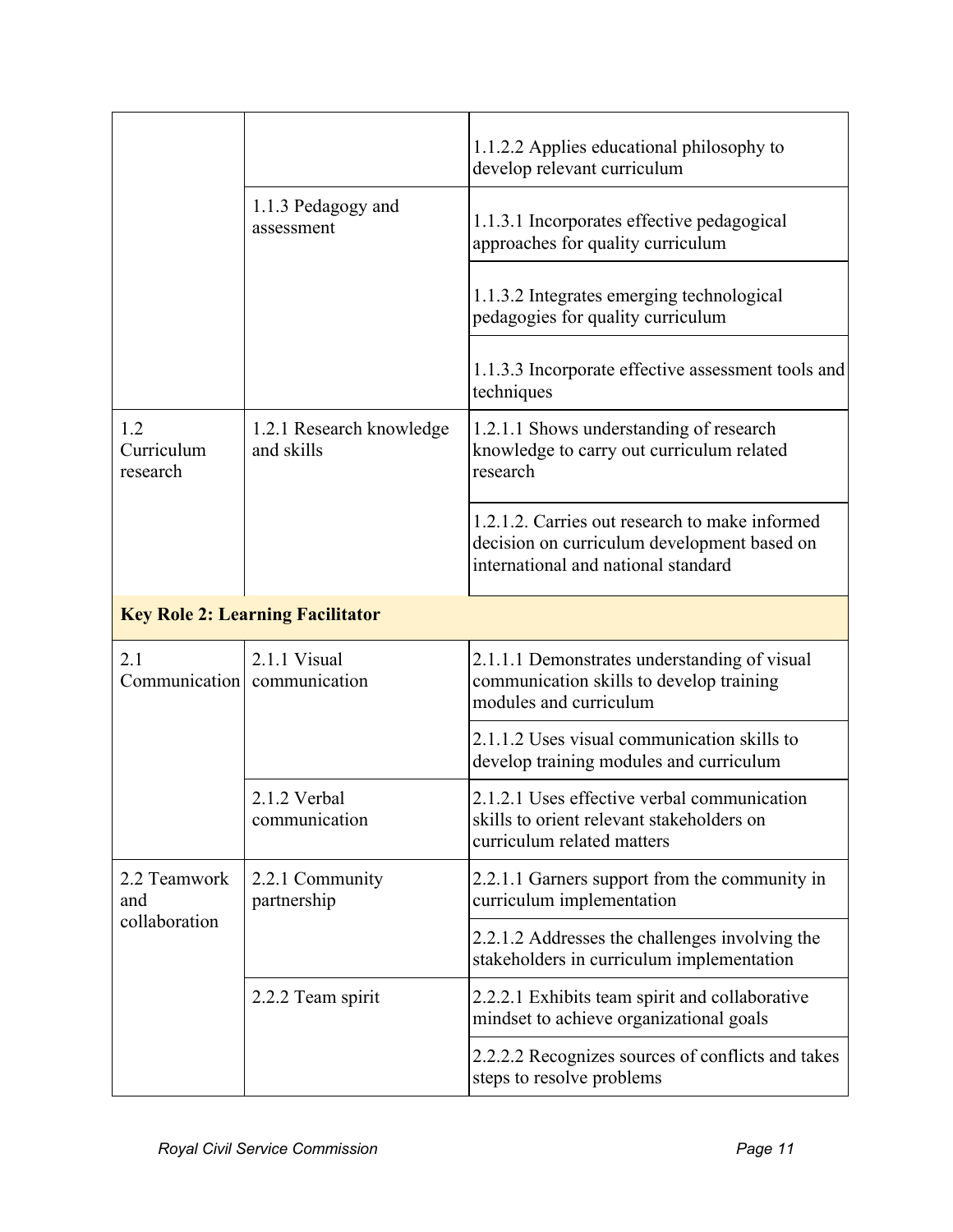| | | |
|---|---|---|
| | | 1.1.2.2 Applies educational philosophy to develop relevant curriculum |
| | 1.1.3 Pedagogy and assessment | 1.1.3.1 Incorporates effective pedagogical approaches for quality curriculum |
| | | 1.1.3.2 Integrates emerging technological pedagogies for quality curriculum |
| | | 1.1.3.3 Incorporate effective assessment tools and techniques |
| 1.2 Curriculum research | 1.2.1 Research knowledge and skills | 1.2.1.1 Shows understanding of research knowledge to carry out curriculum related research |
| | | 1.2.1.2. Carries out research to make informed decision on curriculum development based on international and national standard |
| **Key Role 2: Learning Facilitator** | | |
| 2.1 Communication | 2.1.1 Visual communication | 2.1.1.1 Demonstrates understanding of visual communication skills to develop training modules and curriculum |
| | | 2.1.1.2 Uses visual communication skills to develop training modules and curriculum |
| | 2.1.2 Verbal communication | 2.1.2.1 Uses effective verbal communication skills to orient relevant stakeholders on curriculum related matters |
| 2.2 Teamwork and collaboration | 2.2.1 Community partnership | 2.2.1.1 Garners support from the community in curriculum implementation |
| | | 2.2.1.2 Addresses the challenges involving the stakeholders in curriculum implementation |
| | 2.2.2 Team spirit | 2.2.2.1 Exhibits team spirit and collaborative mindset to achieve organizational goals |
| | | 2.2.2.2 Recognizes sources of conflicts and takes steps to resolve problems |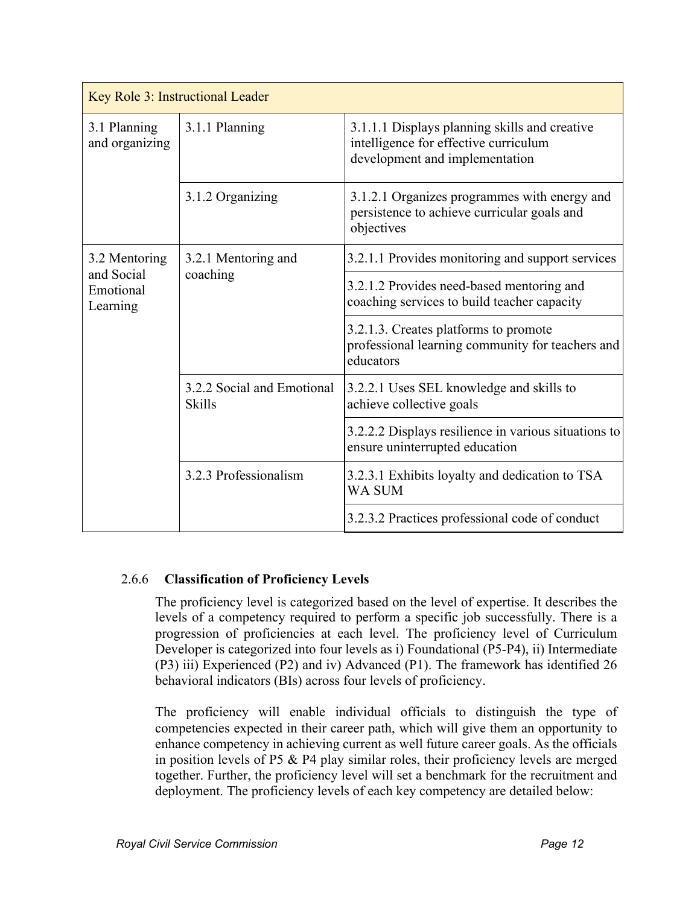| Key Role 3: Instructional Leader | | |
|---|---|---|
| 3.1 Planning and organizing | 3.1.1 Planning | 3.1.1.1 Displays planning skills and creative intelligence for effective curriculum development and implementation |
| | 3.1.2 Organizing | 3.1.2.1 Organizes programmes with energy and persistence to achieve curricular goals and objectives |
| 3.2 Mentoring and Social Emotional Learning | 3.2.1 Mentoring and coaching | 3.2.1.1 Provides monitoring and support services |
| | | 3.2.1.2 Provides need-based mentoring and coaching services to build teacher capacity |
| | | 3.2.1.3. Creates platforms to promote professional learning community for teachers and educators |
| | 3.2.2 Social and Emotional Skills | 3.2.2.1 Uses SEL knowledge and skills to achieve collective goals |
| | | 3.2.2.2 Displays resilience in various situations to ensure uninterrupted education |
| | 3.2.3 Professionalism | 3.2.3.1 Exhibits loyalty and dedication to TSA WA SUM |
| | | 3.2.3.2 Practices professional code of conduct |

### 2.6.6 Classification of Proficiency Levels

The proficiency level is categorized based on the level of expertise. It describes the levels of a competency required to perform a specific job successfully. There is a progression of proficiencies at each level. The proficiency level of Curriculum Developer is categorized into four levels as i) Foundational (P5-P4), ii) Intermediate (P3) iii) Experienced (P2) and iv) Advanced (P1). The framework has identified 26 behavioral indicators (BIs) across four levels of proficiency.

The proficiency will enable individual officials to distinguish the type of competencies expected in their career path, which will give them an opportunity to enhance competency in achieving current as well future career goals. As the officials in position levels of P5 & P4 play similar roles, their proficiency levels are merged together. Further, the proficiency level will set a benchmark for the recruitment and deployment. The proficiency levels of each key competency are detailed below: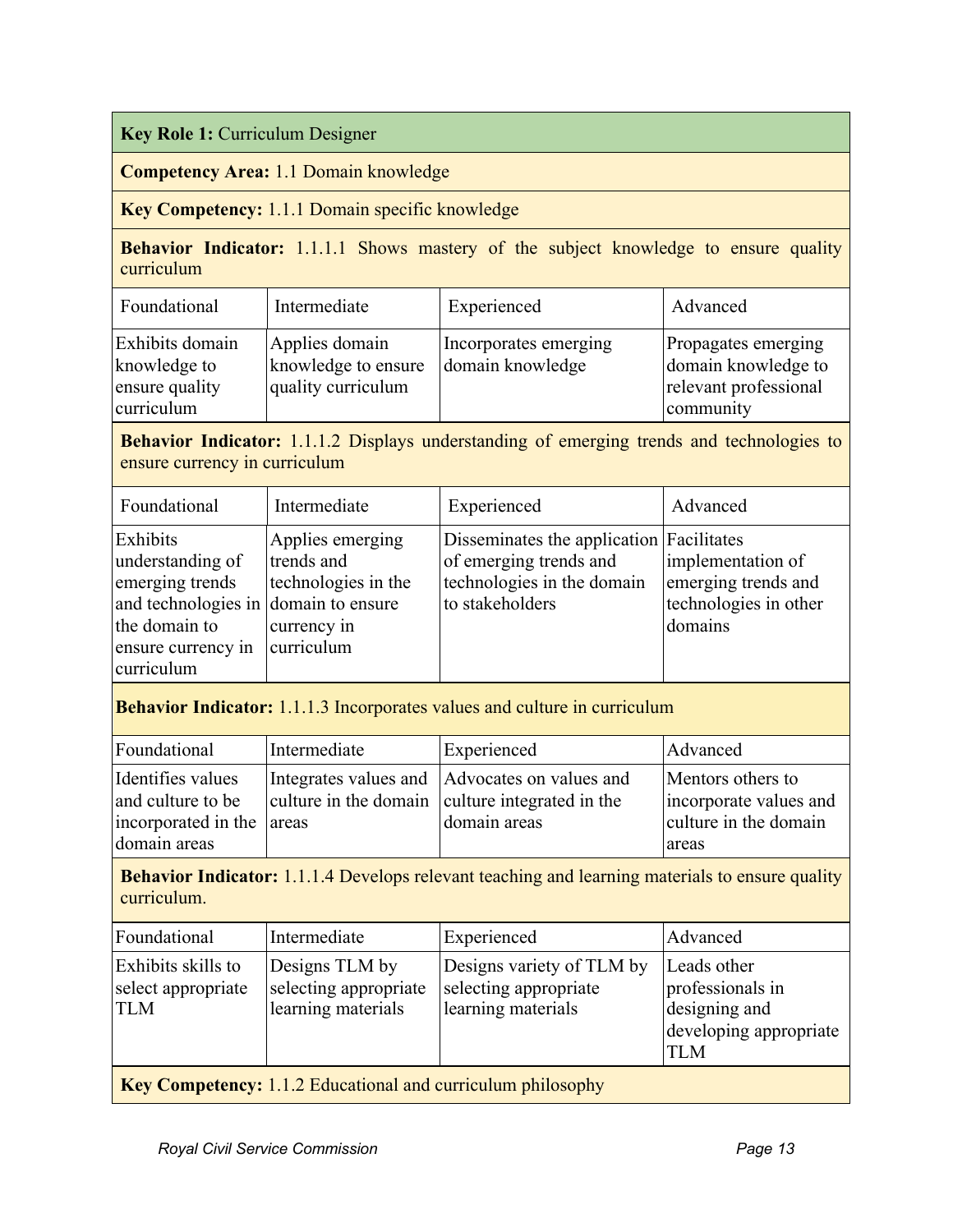| **Key Role 1:** Curriculum Designer | | | |
|---|---|---|---|
| **Competency Area:** 1.1 Domain knowledge | | | |
| **Key Competency:** 1.1.1 Domain specific knowledge | | | |
| **Behavior Indicator:** 1.1.1.1 Shows mastery of the subject knowledge to ensure quality curriculum | | | |
| Foundational | Intermediate | Experienced | Advanced |
| Exhibits domain knowledge to ensure quality curriculum | Applies domain knowledge to ensure quality curriculum | Incorporates emerging domain knowledge | Propagates emerging domain knowledge to relevant professional community |
| **Behavior Indicator:** 1.1.1.2 Displays understanding of emerging trends and technologies to ensure currency in curriculum | | | |
| Foundational | Intermediate | Experienced | Advanced |
| Exhibits understanding of emerging trends and technologies in the domain to ensure currency in curriculum | Applies emerging trends and technologies in the domain to ensure currency in curriculum | Disseminates the application of emerging trends and technologies in the domain to stakeholders | Facilitates implementation of emerging trends and technologies in other domains |
| **Behavior Indicator:** 1.1.1.3 Incorporates values and culture in curriculum | | | |
| Foundational | Intermediate | Experienced | Advanced |
| Identifies values and culture to be incorporated in the domain areas | Integrates values and culture in the domain areas | Advocates on values and culture integrated in the domain areas | Mentors others to incorporate values and culture in the domain areas |
| **Behavior Indicator:** 1.1.1.4 Develops relevant teaching and learning materials to ensure quality curriculum. | | | |
| Foundational | Intermediate | Experienced | Advanced |
| Exhibits skills to select appropriate TLM | Designs TLM by selecting appropriate learning materials | Designs variety of TLM by selecting appropriate learning materials | Leads other professionals in designing and developing appropriate TLM |
| **Key Competency:** 1.1.2 Educational and curriculum philosophy | | | |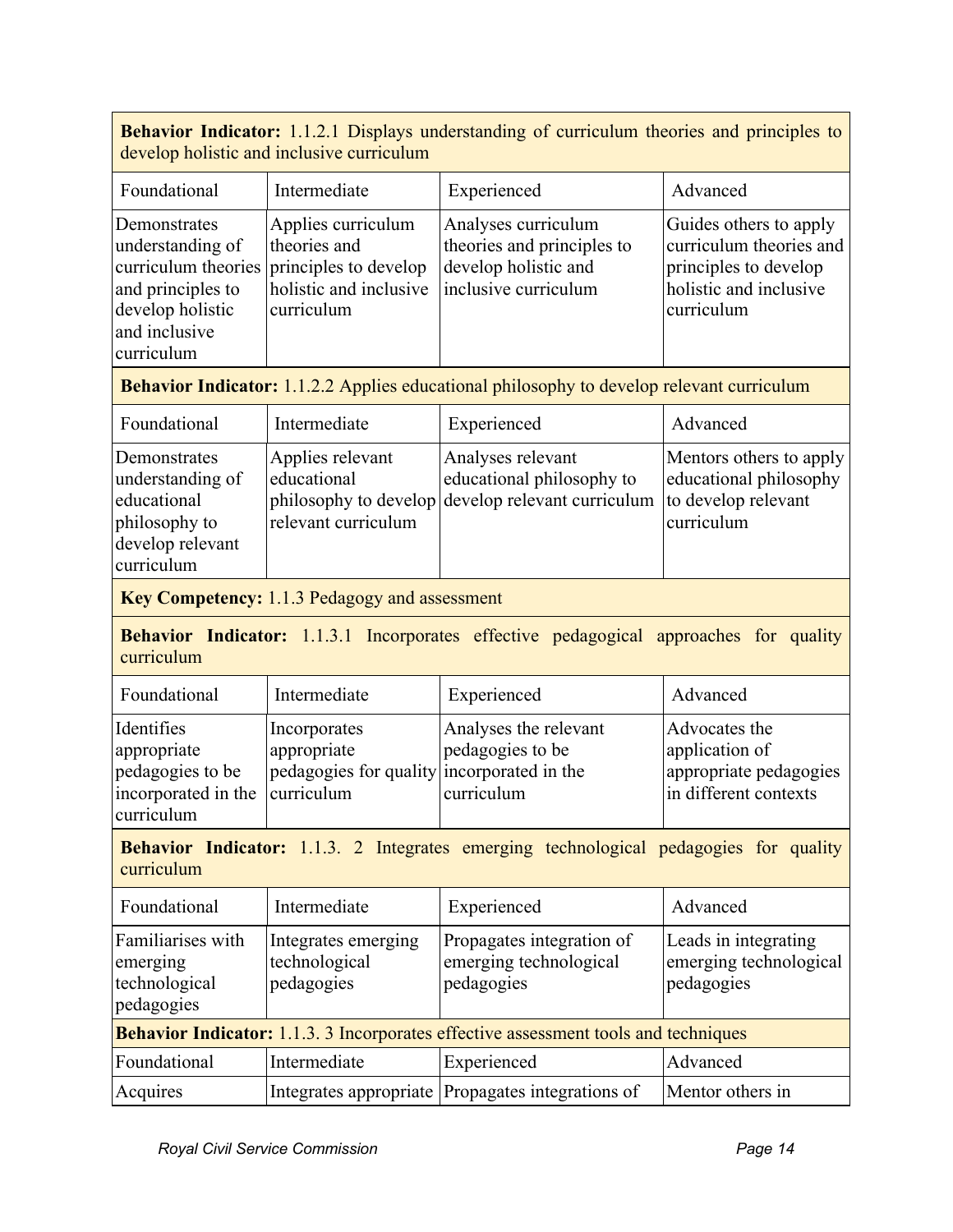| **Behavior Indicator:** 1.1.2.1 Displays understanding of curriculum theories and principles to develop holistic and inclusive curriculum | | | |
|---|---|---|---|
| Foundational | Intermediate | Experienced | Advanced |
| Demonstrates understanding of curriculum theories and principles to develop holistic and inclusive curriculum | Applies curriculum theories and principles to develop holistic and inclusive curriculum | Analyses curriculum theories and principles to develop holistic and inclusive curriculum | Guides others to apply curriculum theories and principles to develop holistic and inclusive curriculum |
| **Behavior Indicator:** 1.1.2.2 Applies educational philosophy to develop relevant curriculum | | | |
| Foundational | Intermediate | Experienced | Advanced |
| Demonstrates understanding of educational philosophy to develop relevant curriculum | Applies relevant educational philosophy to develop relevant curriculum | Analyses relevant educational philosophy to develop relevant curriculum | Mentors others to apply educational philosophy to develop relevant curriculum |
| **Key Competency:** 1.1.3 Pedagogy and assessment | | | |
| **Behavior Indicator:** 1.1.3.1 Incorporates effective pedagogical approaches for quality curriculum | | | |
| Foundational | Intermediate | Experienced | Advanced |
| Identifies appropriate pedagogies to be incorporated in the curriculum | Incorporates appropriate pedagogies for quality curriculum | Analyses the relevant pedagogies to be incorporated in the curriculum | Advocates the application of appropriate pedagogies in different contexts |
| **Behavior Indicator:** 1.1.3. 2 Integrates emerging technological pedagogies for quality curriculum | | | |
| Foundational | Intermediate | Experienced | Advanced |
| Familiarises with emerging technological pedagogies | Integrates emerging technological pedagogies | Propagates integration of emerging technological pedagogies | Leads in integrating emerging technological pedagogies |
| **Behavior Indicator:** 1.1.3. 3 Incorporates effective assessment tools and techniques | | | |
| Foundational | Intermediate | Experienced | Advanced |
| Acquires | Integrates appropriate | Propagates integrations of | Mentor others in |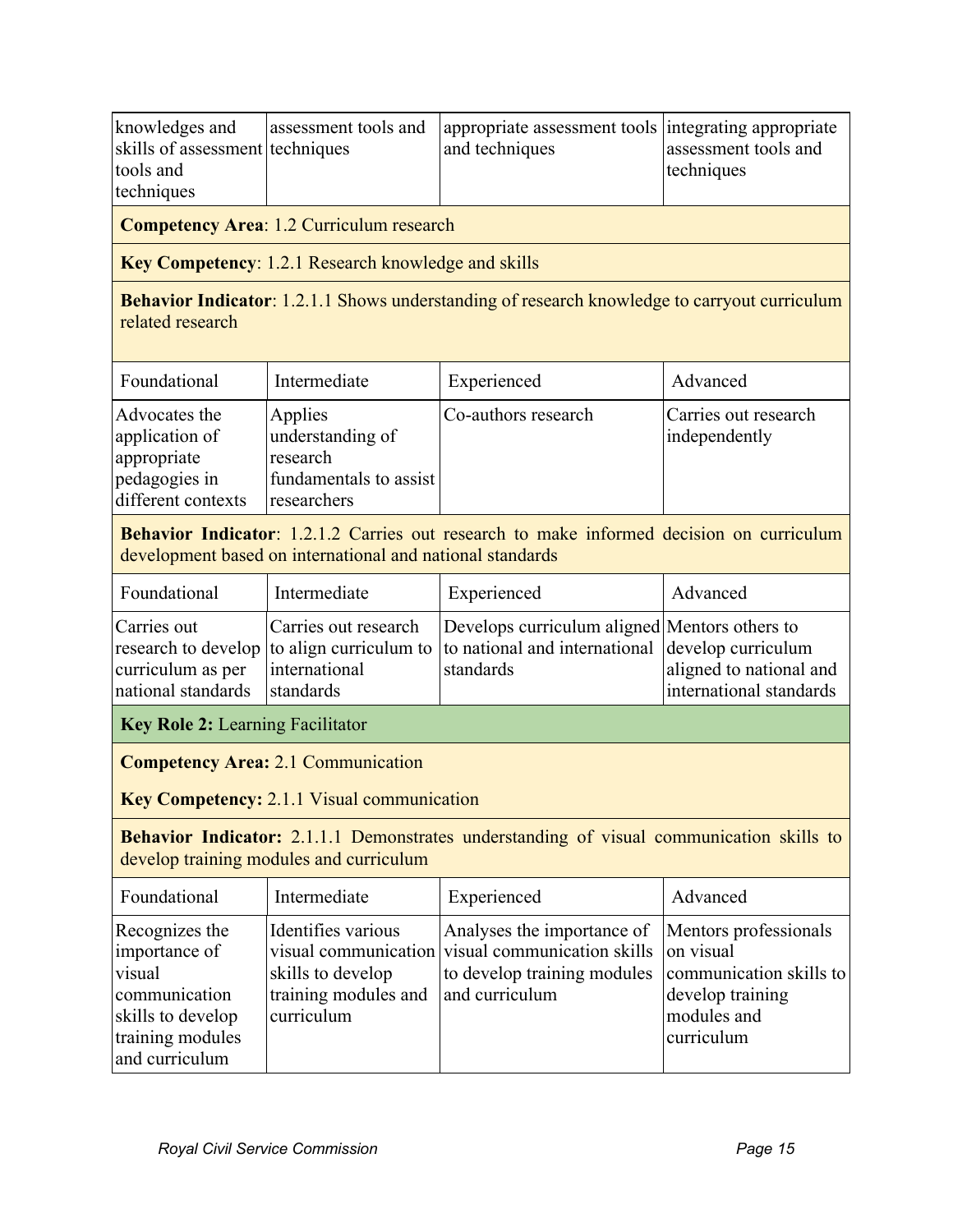| knowledges and skills of assessment tools and techniques | assessment tools and techniques | appropriate assessment tools and techniques | integrating appropriate assessment tools and techniques |
|---|---|---|---|
| **Competency Area**: 1.2 Curriculum research | | | |
| **Key Competency**: 1.2.1 Research knowledge and skills | | | |
| **Behavior Indicator**: 1.2.1.1 Shows understanding of research knowledge to carryout curriculum related research | | | |
| Foundational | Intermediate | Experienced | Advanced |
| Advocates the application of appropriate pedagogies in different contexts | Applies understanding of research fundamentals to assist researchers | Co-authors research | Carries out research independently |
| **Behavior Indicator**: 1.2.1.2 Carries out research to make informed decision on curriculum development based on international and national standards | | | |
| Foundational | Intermediate | Experienced | Advanced |
| Carries out research to develop curriculum as per national standards | Carries out research to align curriculum to international standards | Develops curriculum aligned to national and international standards | Mentors others to develop curriculum aligned to national and international standards |
| **Key Role 2:** Learning Facilitator | | | |
| **Competency Area:** 2.1 Communication<br>**Key Competency:** 2.1.1 Visual communication | | | |
| **Behavior Indicator:** 2.1.1.1 Demonstrates understanding of visual communication skills to develop training modules and curriculum | | | |
| Foundational | Intermediate | Experienced | Advanced |
| Recognizes the importance of visual communication skills to develop training modules and curriculum | Identifies various visual communication skills to develop training modules and curriculum | Analyses the importance of visual communication skills to develop training modules and curriculum | Mentors professionals on visual communication skills to develop training modules and curriculum |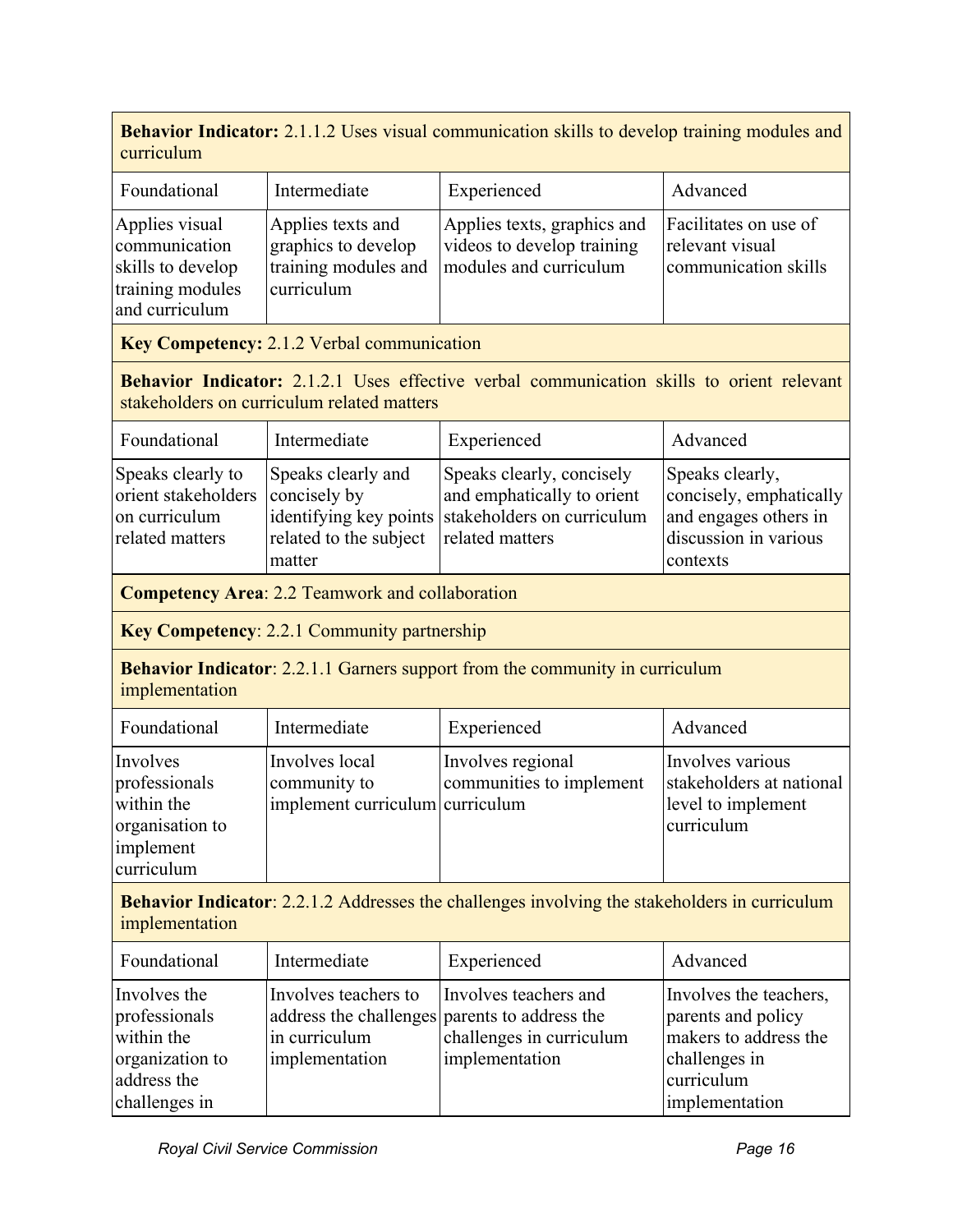**Behavior Indicator:** 2.1.1.2 Uses visual communication skills to develop training modules and curriculum

| Foundational | Intermediate | Experienced | Advanced |
|---|---|---|---|
| Applies visual communication skills to develop training modules and curriculum | Applies texts and graphics to develop training modules and curriculum | Applies texts, graphics and videos to develop training modules and curriculum | Facilitates on use of relevant visual communication skills |

**Key Competency:** 2.1.2 Verbal communication

**Behavior Indicator:** 2.1.2.1 Uses effective verbal communication skills to orient relevant stakeholders on curriculum related matters

| Foundational | Intermediate | Experienced | Advanced |
|---|---|---|---|
| Speaks clearly to orient stakeholders on curriculum related matters | Speaks clearly and concisely by identifying key points related to the subject matter | Speaks clearly, concisely and emphatically to orient stakeholders on curriculum related matters | Speaks clearly, concisely, emphatically and engages others in discussion in various contexts |

**Competency Area**: 2.2 Teamwork and collaboration

**Key Competency**: 2.2.1 Community partnership

**Behavior Indicator**: 2.2.1.1 Garners support from the community in curriculum implementation

| Foundational | Intermediate | Experienced | Advanced |
|---|---|---|---|
| Involves professionals within the organisation to implement curriculum | Involves local community to implement curriculum | Involves regional communities to implement curriculum | Involves various stakeholders at national level to implement curriculum |

**Behavior Indicator**: 2.2.1.2 Addresses the challenges involving the stakeholders in curriculum implementation

| Foundational | Intermediate | Experienced | Advanced |
|---|---|---|---|
| Involves the professionals within the organization to address the challenges in | Involves teachers to address the challenges in curriculum implementation | Involves teachers and parents to address the challenges in curriculum implementation | Involves the teachers, parents and policy makers to address the challenges in curriculum implementation |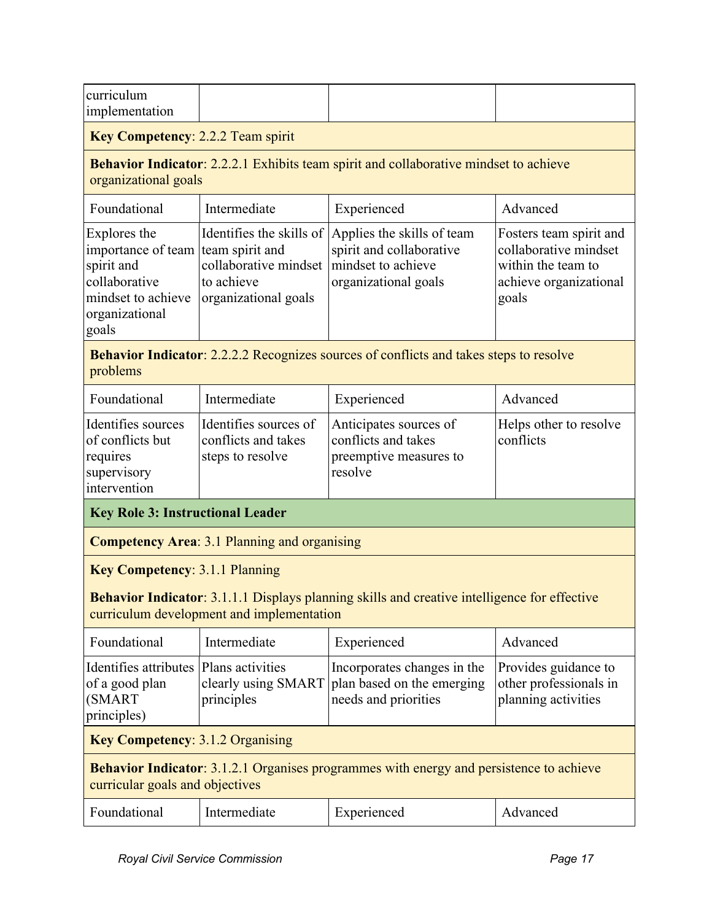| curriculum implementation | | | |
|---|---|---|---|
| **Key Competency**: 2.2.2 Team spirit | | | |
| **Behavior Indicator**: 2.2.2.1 Exhibits team spirit and collaborative mindset to achieve organizational goals | | | |
| Foundational | Intermediate | Experienced | Advanced |
| Explores the importance of team spirit and collaborative mindset to achieve organizational goals | Identifies the skills of team spirit and collaborative mindset to achieve organizational goals | Applies the skills of team spirit and collaborative mindset to achieve organizational goals | Fosters team spirit and collaborative mindset within the team to achieve organizational goals |
| **Behavior Indicator**: 2.2.2.2 Recognizes sources of conflicts and takes steps to resolve problems | | | |
| Foundational | Intermediate | Experienced | Advanced |
| Identifies sources of conflicts but requires supervisory intervention | Identifies sources of conflicts and takes steps to resolve | Anticipates sources of conflicts and takes preemptive measures to resolve | Helps other to resolve conflicts |
| **Key Role 3: Instructional Leader** | | | |
| **Competency Area**: 3.1 Planning and organising | | | |
| **Key Competency**: 3.1.1 Planning<br><br>**Behavior Indicator**: 3.1.1.1 Displays planning skills and creative intelligence for effective curriculum development and implementation | | | |
| Foundational | Intermediate | Experienced | Advanced |
| Identifies attributes of a good plan (SMART principles) | Plans activities clearly using SMART principles | Incorporates changes in the plan based on the emerging needs and priorities | Provides guidance to other professionals in planning activities |
| **Key Competency**: 3.1.2 Organising | | | |
| **Behavior Indicator**: 3.1.2.1 Organises programmes with energy and persistence to achieve curricular goals and objectives | | | |
| Foundational | Intermediate | Experienced | Advanced |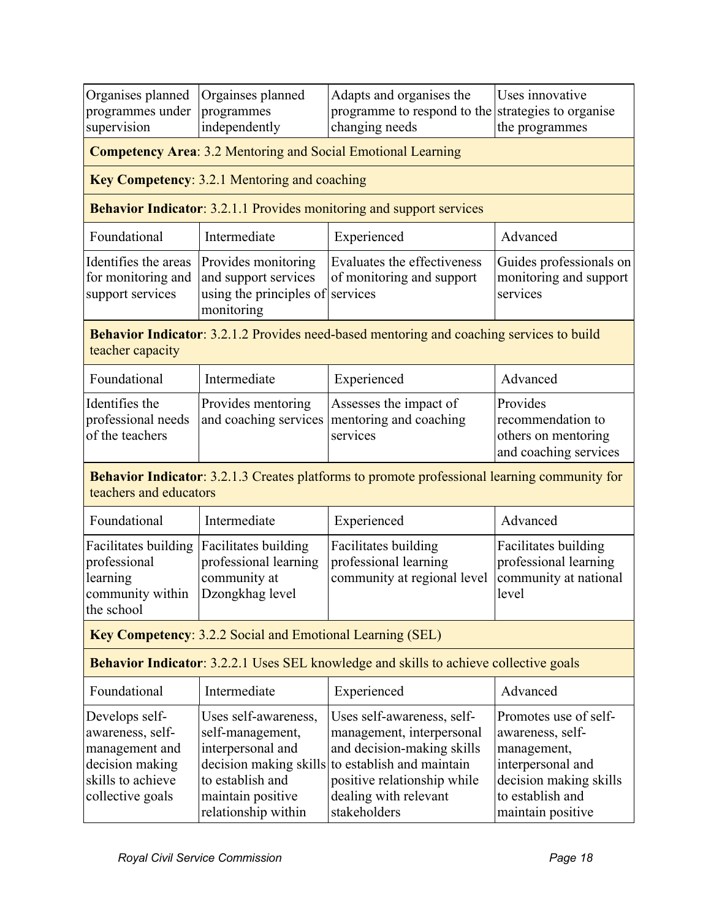| Organises planned programmes under supervision | Orgainses planned programmes independently | Adapts and organises the programme to respond to the changing needs | Uses innovative strategies to organise the programmes |
|---|---|---|---|
| **Competency Area**: 3.2 Mentoring and Social Emotional Learning | | | |
| **Key Competency**: 3.2.1 Mentoring and coaching | | | |
| **Behavior Indicator**: 3.2.1.1 Provides monitoring and support services | | | |
| Foundational | Intermediate | Experienced | Advanced |
| Identifies the areas for monitoring and support services | Provides monitoring and support services using the principles of monitoring | Evaluates the effectiveness of monitoring and support services | Guides professionals on monitoring and support services |
| **Behavior Indicator**: 3.2.1.2 Provides need-based mentoring and coaching services to build teacher capacity | | | |
| Foundational | Intermediate | Experienced | Advanced |
| Identifies the professional needs of the teachers | Provides mentoring and coaching services | Assesses the impact of mentoring and coaching services | Provides recommendation to others on mentoring and coaching services |
| **Behavior Indicator**: 3.2.1.3 Creates platforms to promote professional learning community for teachers and educators | | | |
| Foundational | Intermediate | Experienced | Advanced |
| Facilitates building professional learning community within the school | Facilitates building professional learning community at Dzongkhag level | Facilitates building professional learning community at regional level | Facilitates building professional learning community at national level |
| **Key Competency**: 3.2.2 Social and Emotional Learning (SEL) | | | |
| **Behavior Indicator**: 3.2.2.1 Uses SEL knowledge and skills to achieve collective goals | | | |
| Foundational | Intermediate | Experienced | Advanced |
| Develops self-awareness, self-management and decision making skills to achieve collective goals | Uses self-awareness, self-management, interpersonal and decision making skills to establish and maintain positive relationship within | Uses self-awareness, self-management, interpersonal and decision-making skills to establish and maintain positive relationship while dealing with relevant stakeholders | Promotes use of self-awareness, self-management, interpersonal and decision making skills to establish and maintain positive |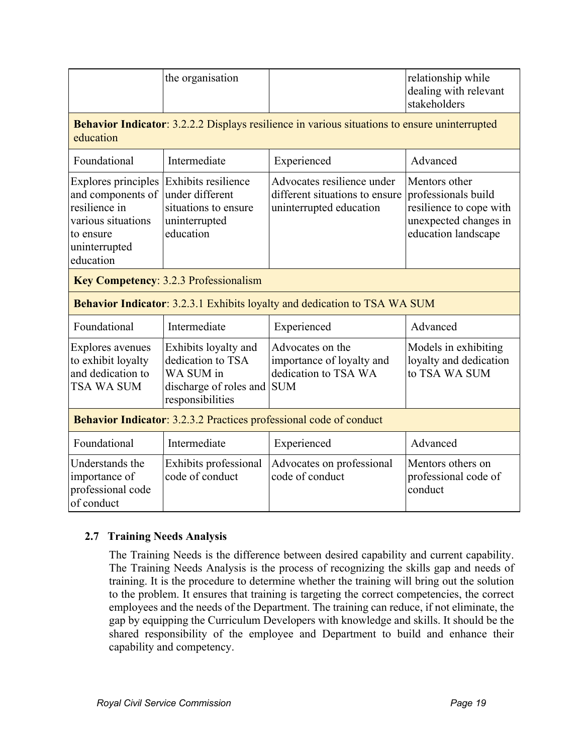| | the organisation | | relationship while dealing with relevant stakeholders |
|---|---|---|---|
| **Behavior Indicator**: 3.2.2.2 Displays resilience in various situations to ensure uninterrupted education | | | |
| Foundational | Intermediate | Experienced | Advanced |
| Explores principles and components of resilience in various situations to ensure uninterrupted education | Exhibits resilience under different situations to ensure uninterrupted education | Advocates resilience under different situations to ensure uninterrupted education | Mentors other professionals build resilience to cope with unexpected changes in education landscape |
| **Key Competency**: 3.2.3 Professionalism | | | |
| **Behavior Indicator**: 3.2.3.1 Exhibits loyalty and dedication to TSA WA SUM | | | |
| Foundational | Intermediate | Experienced | Advanced |
| Explores avenues to exhibit loyalty and dedication to TSA WA SUM | Exhibits loyalty and dedication to TSA WA SUM in discharge of roles and responsibilities | Advocates on the importance of loyalty and dedication to TSA WA SUM | Models in exhibiting loyalty and dedication to TSA WA SUM |
| **Behavior Indicator**: 3.2.3.2 Practices professional code of conduct | | | |
| Foundational | Intermediate | Experienced | Advanced |
| Understands the importance of professional code of conduct | Exhibits professional code of conduct | Advocates on professional code of conduct | Mentors others on professional code of conduct |

## 2.7 Training Needs Analysis

The Training Needs is the difference between desired capability and current capability. The Training Needs Analysis is the process of recognizing the skills gap and needs of training. It is the procedure to determine whether the training will bring out the solution to the problem. It ensures that training is targeting the correct competencies, the correct employees and the needs of the Department. The training can reduce, if not eliminate, the gap by equipping the Curriculum Developers with knowledge and skills. It should be the shared responsibility of the employee and Department to build and enhance their capability and competency.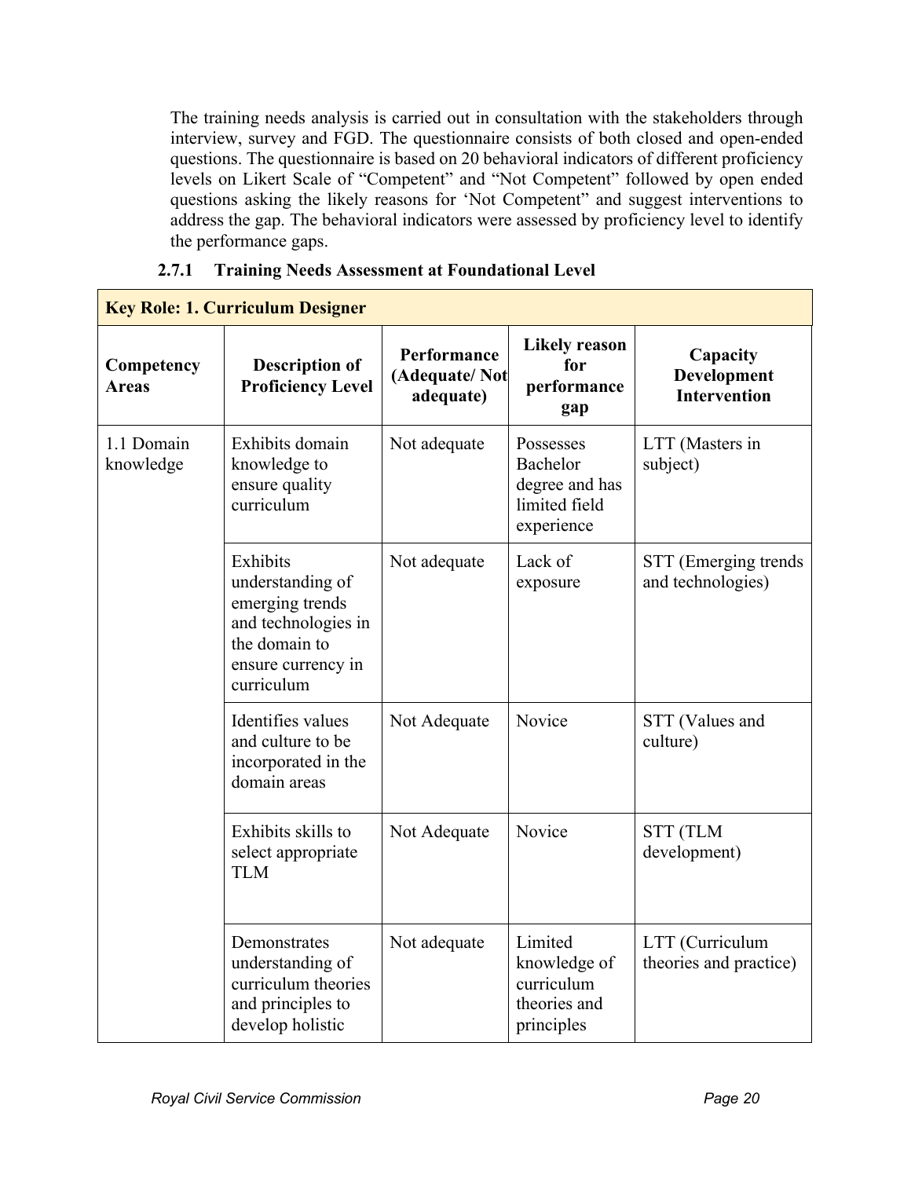The training needs analysis is carried out in consultation with the stakeholders through interview, survey and FGD. The questionnaire consists of both closed and open-ended questions. The questionnaire is based on 20 behavioral indicators of different proficiency levels on Likert Scale of "Competent" and "Not Competent" followed by open ended questions asking the likely reasons for 'Not Competent" and suggest interventions to address the gap. The behavioral indicators were assessed by proficiency level to identify the performance gaps.

### 2.7.1 Training Needs Assessment at Foundational Level

| **Key Role: 1. Curriculum Designer** | | | | |
|---|---|---|---|---|
| **Competency Areas** | **Description of Proficiency Level** | **Performance (Adequate/ Not adequate)** | **Likely reason for performance gap** | **Capacity Development Intervention** |
| 1.1 Domain knowledge | Exhibits domain knowledge to ensure quality curriculum | Not adequate | Possesses Bachelor degree and has limited field experience | LTT (Masters in subject) |
| | Exhibits understanding of emerging trends and technologies in the domain to ensure currency in curriculum | Not adequate | Lack of exposure | STT (Emerging trends and technologies) |
| | Identifies values and culture to be incorporated in the domain areas | Not Adequate | Novice | STT (Values and culture) |
| | Exhibits skills to select appropriate TLM | Not Adequate | Novice | STT (TLM development) |
| | Demonstrates understanding of curriculum theories and principles to develop holistic | Not adequate | Limited knowledge of curriculum theories and principles | LTT (Curriculum theories and practice) |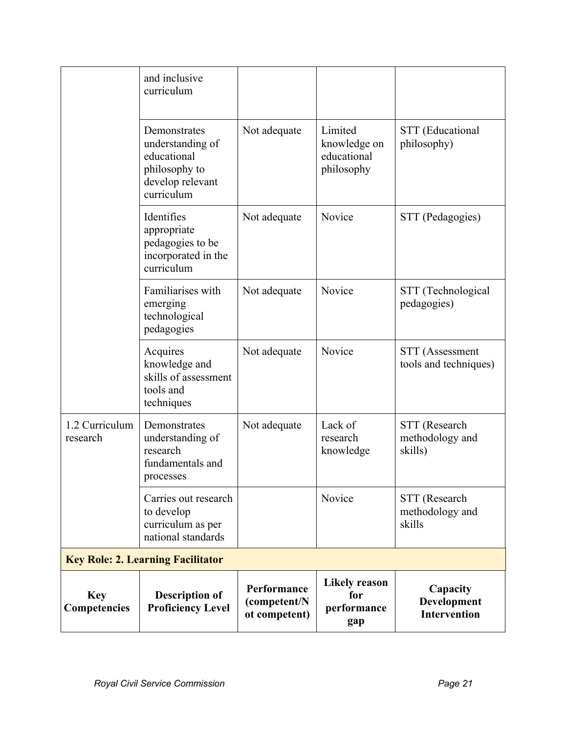| | and inclusive curriculum | | | |
|---|---|---|---|---|
| | Demonstrates understanding of educational philosophy to develop relevant curriculum | Not adequate | Limited knowledge on educational philosophy | STT (Educational philosophy) |
| | Identifies appropriate pedagogies to be incorporated in the curriculum | Not adequate | Novice | STT (Pedagogies) |
| | Familiarises with emerging technological pedagogies | Not adequate | Novice | STT (Technological pedagogies) |
| | Acquires knowledge and skills of assessment tools and techniques | Not adequate | Novice | STT (Assessment tools and techniques) |
| 1.2 Curriculum research | Demonstrates understanding of research fundamentals and processes | Not adequate | Lack of research knowledge | STT (Research methodology and skills) |
| | Carries out research to develop curriculum as per national standards | | Novice | STT (Research methodology and skills |

**Key Role: 2. Learning Facilitator**

| Key Competencies | Description of Proficiency Level | Performance (competent/Not competent) | Likely reason for performance gap | Capacity Development Intervention |
|---|---|---|---|---|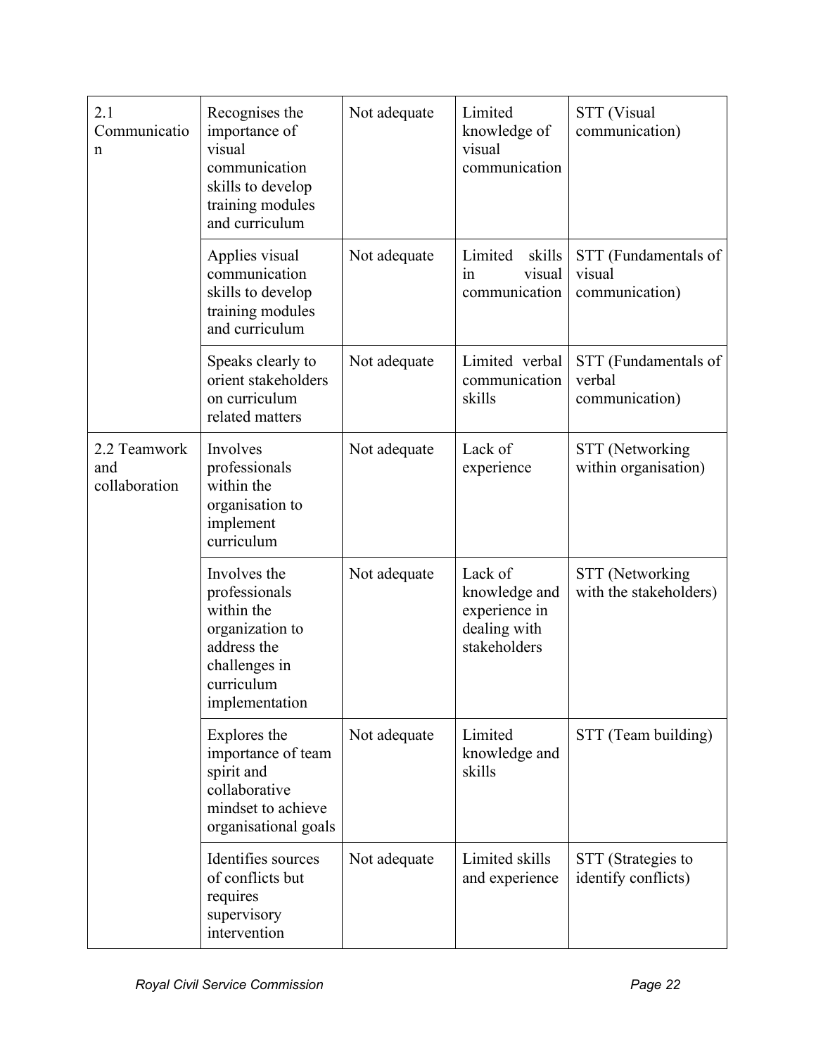| | | | | |
|---|---|---|---|---|
| 2.1 Communication | Recognises the importance of visual communication skills to develop training modules and curriculum | Not adequate | Limited knowledge of visual communication | STT (Visual communication) |
| | Applies visual communication skills to develop training modules and curriculum | Not adequate | Limited skills in visual communication | STT (Fundamentals of visual communication) |
| | Speaks clearly to orient stakeholders on curriculum related matters | Not adequate | Limited verbal communication skills | STT (Fundamentals of verbal communication) |
| 2.2 Teamwork and collaboration | Involves professionals within the organisation to implement curriculum | Not adequate | Lack of experience | STT (Networking within organisation) |
| | Involves the professionals within the organization to address the challenges in curriculum implementation | Not adequate | Lack of knowledge and experience in dealing with stakeholders | STT (Networking with the stakeholders) |
| | Explores the importance of team spirit and collaborative mindset to achieve organisational goals | Not adequate | Limited knowledge and skills | STT (Team building) |
| | Identifies sources of conflicts but requires supervisory intervention | Not adequate | Limited skills and experience | STT (Strategies to identify conflicts) |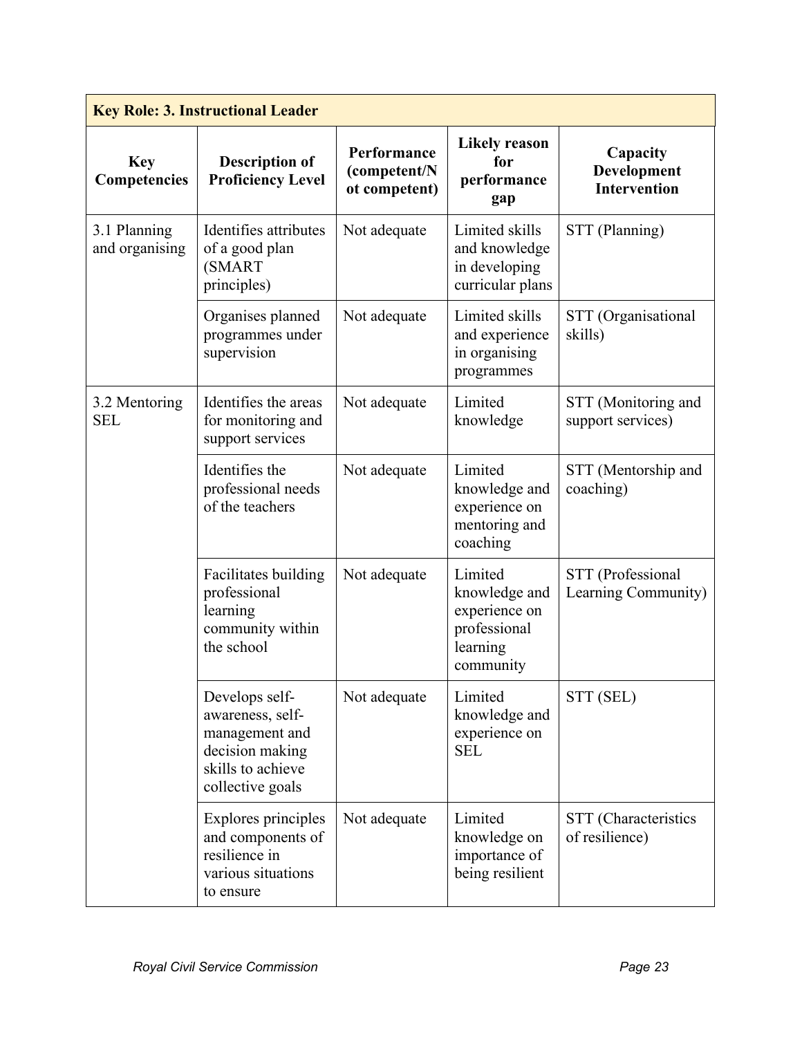| Key Role: 3. Instructional Leader | | | | |
|---|---|---|---|---|
| **Key Competencies** | **Description of Proficiency Level** | **Performance (competent/Not competent)** | **Likely reason for performance gap** | **Capacity Development Intervention** |
| 3.1 Planning and organising | Identifies attributes of a good plan (SMART principles) | Not adequate | Limited skills and knowledge in developing curricular plans | STT (Planning) |
| | Organises planned programmes under supervision | Not adequate | Limited skills and experience in organising programmes | STT (Organisational skills) |
| 3.2 Mentoring SEL | Identifies the areas for monitoring and support services | Not adequate | Limited knowledge | STT (Monitoring and support services) |
| | Identifies the professional needs of the teachers | Not adequate | Limited knowledge and experience on mentoring and coaching | STT (Mentorship and coaching) |
| | Facilitates building professional learning community within the school | Not adequate | Limited knowledge and experience on professional learning community | STT (Professional Learning Community) |
| | Develops self-awareness, self-management and decision making skills to achieve collective goals | Not adequate | Limited knowledge and experience on SEL | STT (SEL) |
| | Explores principles and components of resilience in various situations to ensure | Not adequate | Limited knowledge on importance of being resilient | STT (Characteristics of resilience) |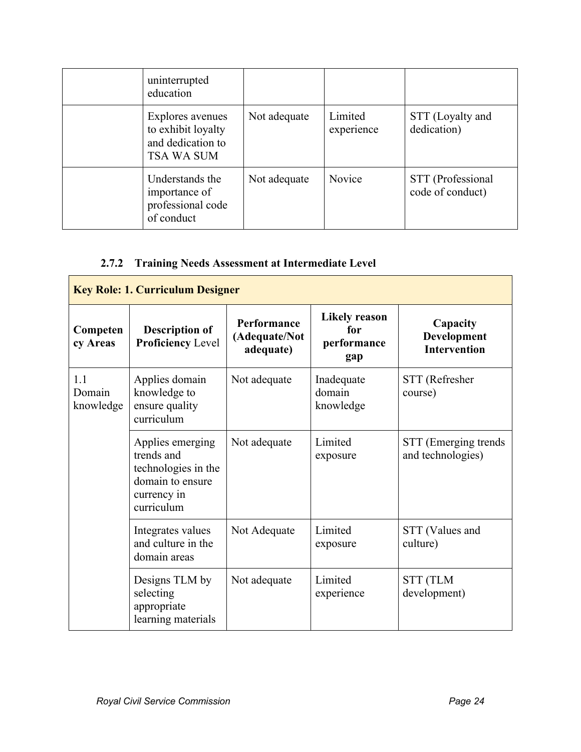| | | | | |
|---|---|---|---|---|
| | uninterrupted education | | | |
| | Explores avenues to exhibit loyalty and dedication to TSA WA SUM | Not adequate | Limited experience | STT (Loyalty and dedication) |
| | Understands the importance of professional code of conduct | Not adequate | Novice | STT (Professional code of conduct) |

### 2.7.2 Training Needs Assessment at Intermediate Level

| **Key Role: 1. Curriculum Designer** | | | | |
|---|---|---|---|---|
| **Competency Areas** | **Description of Proficiency** Level | **Performance (Adequate/Not adequate)** | **Likely reason for performance gap** | **Capacity Development Intervention** |
| 1.1 Domain knowledge | Applies domain knowledge to ensure quality curriculum | Not adequate | Inadequate domain knowledge | STT (Refresher course) |
| | Applies emerging trends and technologies in the domain to ensure currency in curriculum | Not adequate | Limited exposure | STT (Emerging trends and technologies) |
| | Integrates values and culture in the domain areas | Not Adequate | Limited exposure | STT (Values and culture) |
| | Designs TLM by selecting appropriate learning materials | Not adequate | Limited experience | STT (TLM development) |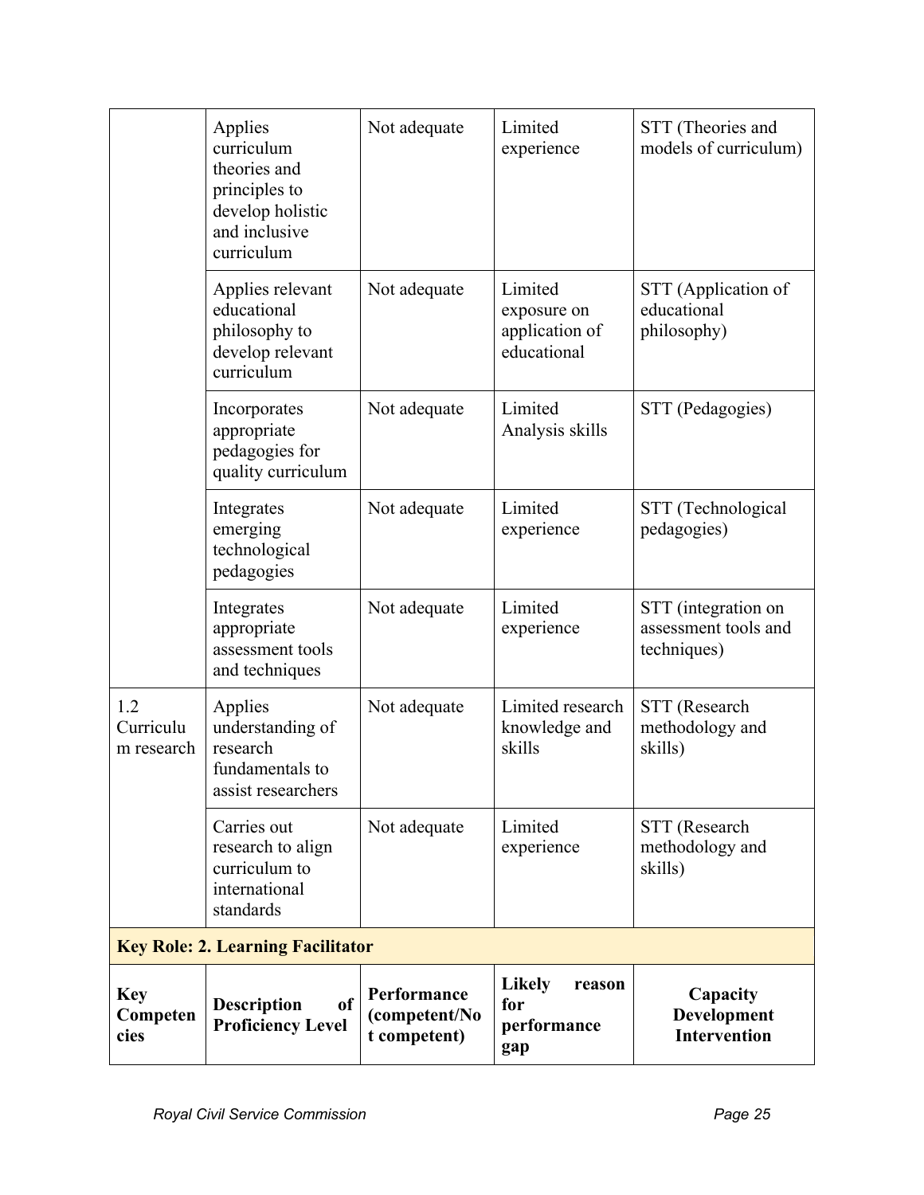| | | | | |
|---|---|---|---|---|
| | Applies curriculum theories and principles to develop holistic and inclusive curriculum | Not adequate | Limited experience | STT (Theories and models of curriculum) |
| | Applies relevant educational philosophy to develop relevant curriculum | Not adequate | Limited exposure on application of educational | STT (Application of educational philosophy) |
| | Incorporates appropriate pedagogies for quality curriculum | Not adequate | Limited Analysis skills | STT (Pedagogies) |
| | Integrates emerging technological pedagogies | Not adequate | Limited experience | STT (Technological pedagogies) |
| | Integrates appropriate assessment tools and techniques | Not adequate | Limited experience | STT (integration on assessment tools and techniques) |
| 1.2 Curriculum research | Applies understanding of research fundamentals to assist researchers | Not adequate | Limited research knowledge and skills | STT (Research methodology and skills) |
| | Carries out research to align curriculum to international standards | Not adequate | Limited experience | STT (Research methodology and skills) |
| **Key Role: 2. Learning Facilitator** | | | | |
| **Key Competencies** | **Description of Proficiency Level** | **Performance (competent/Not competent)** | **Likely reason for performance gap** | **Capacity Development Intervention** |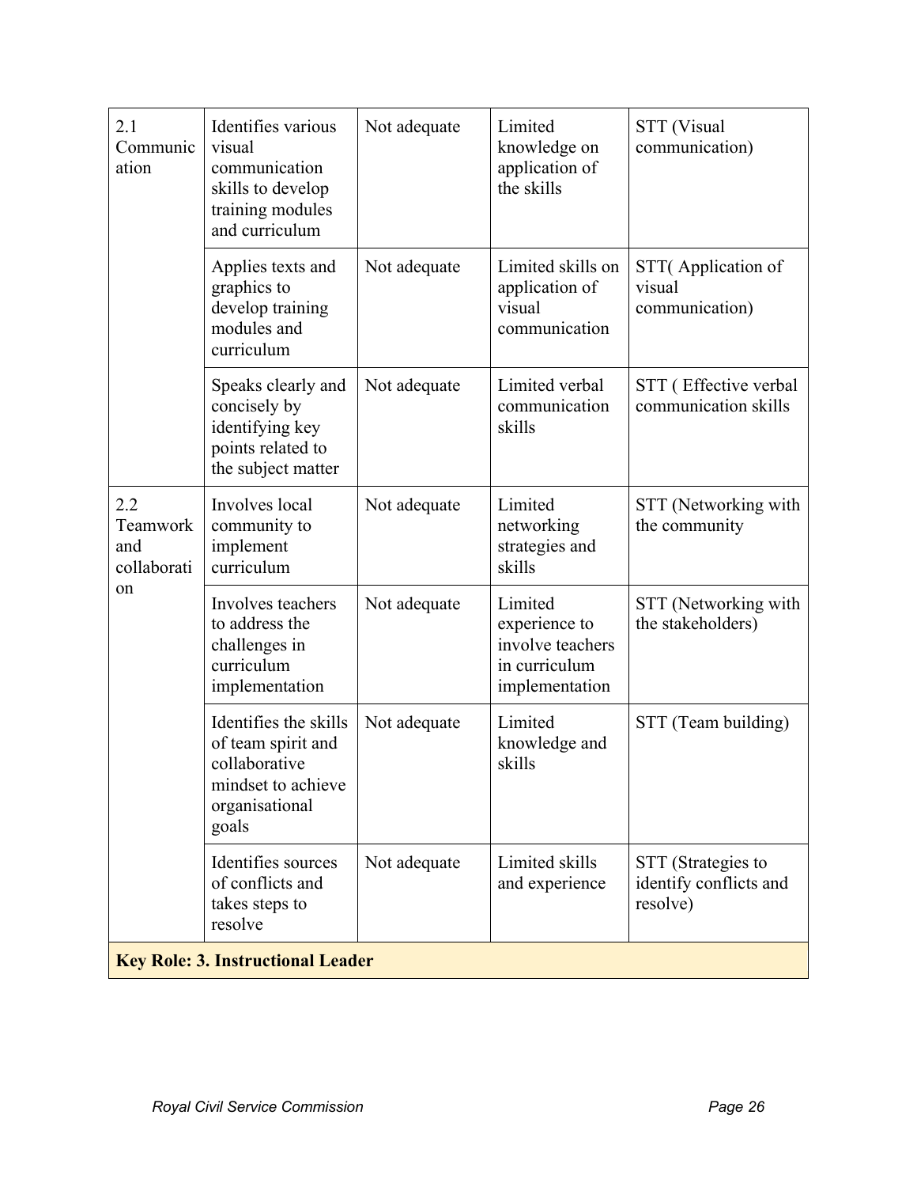| 2.1 Communication | Identifies various visual communication skills to develop training modules and curriculum | Not adequate | Limited knowledge on application of the skills | STT (Visual communication) |
|---|---|---|---|---|
| | Applies texts and graphics to develop training modules and curriculum | Not adequate | Limited skills on application of visual communication | STT( Application of visual communication) |
| | Speaks clearly and concisely by identifying key points related to the subject matter | Not adequate | Limited verbal communication skills | STT ( Effective verbal communication skills |
| 2.2 Teamwork and collaboration | Involves local community to implement curriculum | Not adequate | Limited networking strategies and skills | STT (Networking with the community |
| | Involves teachers to address the challenges in curriculum implementation | Not adequate | Limited experience to involve teachers in curriculum implementation | STT (Networking with the stakeholders) |
| | Identifies the skills of team spirit and collaborative mindset to achieve organisational goals | Not adequate | Limited knowledge and skills | STT (Team building) |
| | Identifies sources of conflicts and takes steps to resolve | Not adequate | Limited skills and experience | STT (Strategies to identify conflicts and resolve) |
| **Key Role: 3. Instructional Leader** | | | | |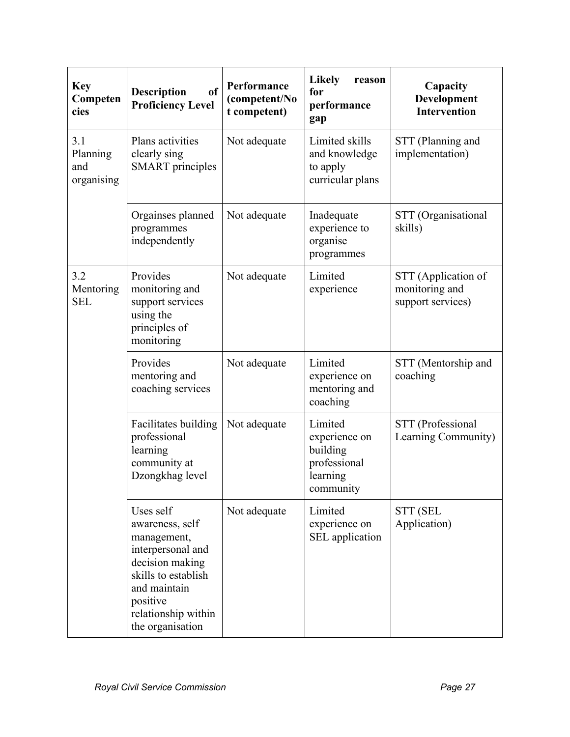| Key Competencies | Description of Proficiency Level | Performance (competent/Not competent) | Likely reason for performance gap | Capacity Development Intervention |
|---|---|---|---|---|
| 3.1 Planning and organising | Plans activities clearly sing SMART principles | Not adequate | Limited skills and knowledge to apply curricular plans | STT (Planning and implementation) |
| | Orgainses planned programmes independently | Not adequate | Inadequate experience to organise programmes | STT (Organisational skills) |
| 3.2 Mentoring SEL | Provides monitoring and support services using the principles of monitoring | Not adequate | Limited experience | STT (Application of monitoring and support services) |
| | Provides mentoring and coaching services | Not adequate | Limited experience on mentoring and coaching | STT (Mentorship and coaching |
| | Facilitates building professional learning community at Dzongkhag level | Not adequate | Limited experience on building professional learning community | STT (Professional Learning Community) |
| | Uses self awareness, self management, interpersonal and decision making skills to establish and maintain positive relationship within the organisation | Not adequate | Limited experience on SEL application | STT (SEL Application) |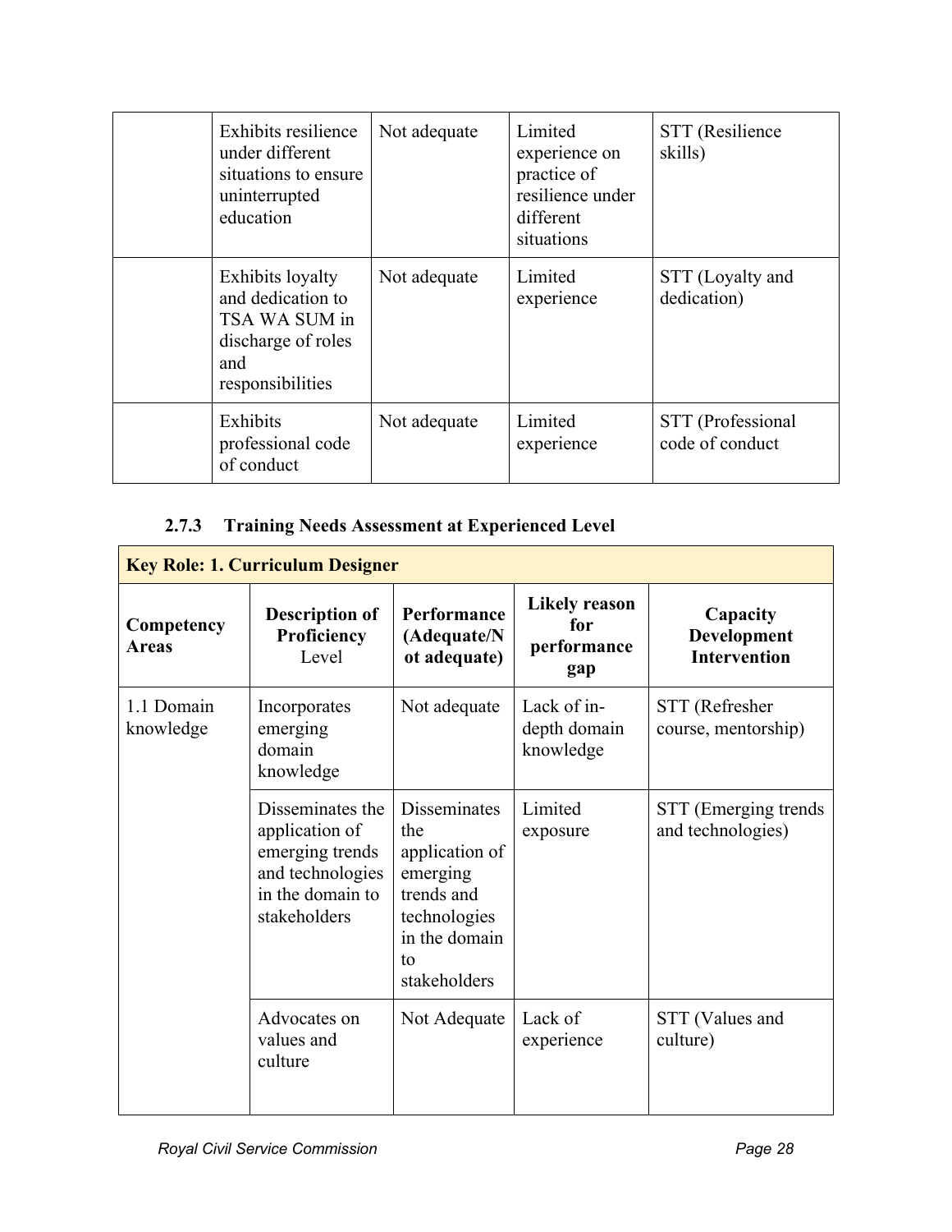| | | | | |
|---|---|---|---|---|
| | Exhibits resilience under different situations to ensure uninterrupted education | Not adequate | Limited experience on practice of resilience under different situations | STT (Resilience skills) |
| | Exhibits loyalty and dedication to TSA WA SUM in discharge of roles and responsibilities | Not adequate | Limited experience | STT (Loyalty and dedication) |
| | Exhibits professional code of conduct | Not adequate | Limited experience | STT (Professional code of conduct |

### 2.7.3 Training Needs Assessment at Experienced Level

| **Key Role: 1. Curriculum Designer** | | | | |
|---|---|---|---|---|
| **Competency Areas** | **Description of Proficiency** Level | **Performance (Adequate/Not adequate)** | **Likely reason for performance gap** | **Capacity Development Intervention** |
| 1.1 Domain knowledge | Incorporates emerging domain knowledge | Not adequate | Lack of in-depth domain knowledge | STT (Refresher course, mentorship) |
| | Disseminates the application of emerging trends and technologies in the domain to stakeholders | Disseminates the application of emerging trends and technologies in the domain to stakeholders | Limited exposure | STT (Emerging trends and technologies) |
| | Advocates on values and culture | Not Adequate | Lack of experience | STT (Values and culture) |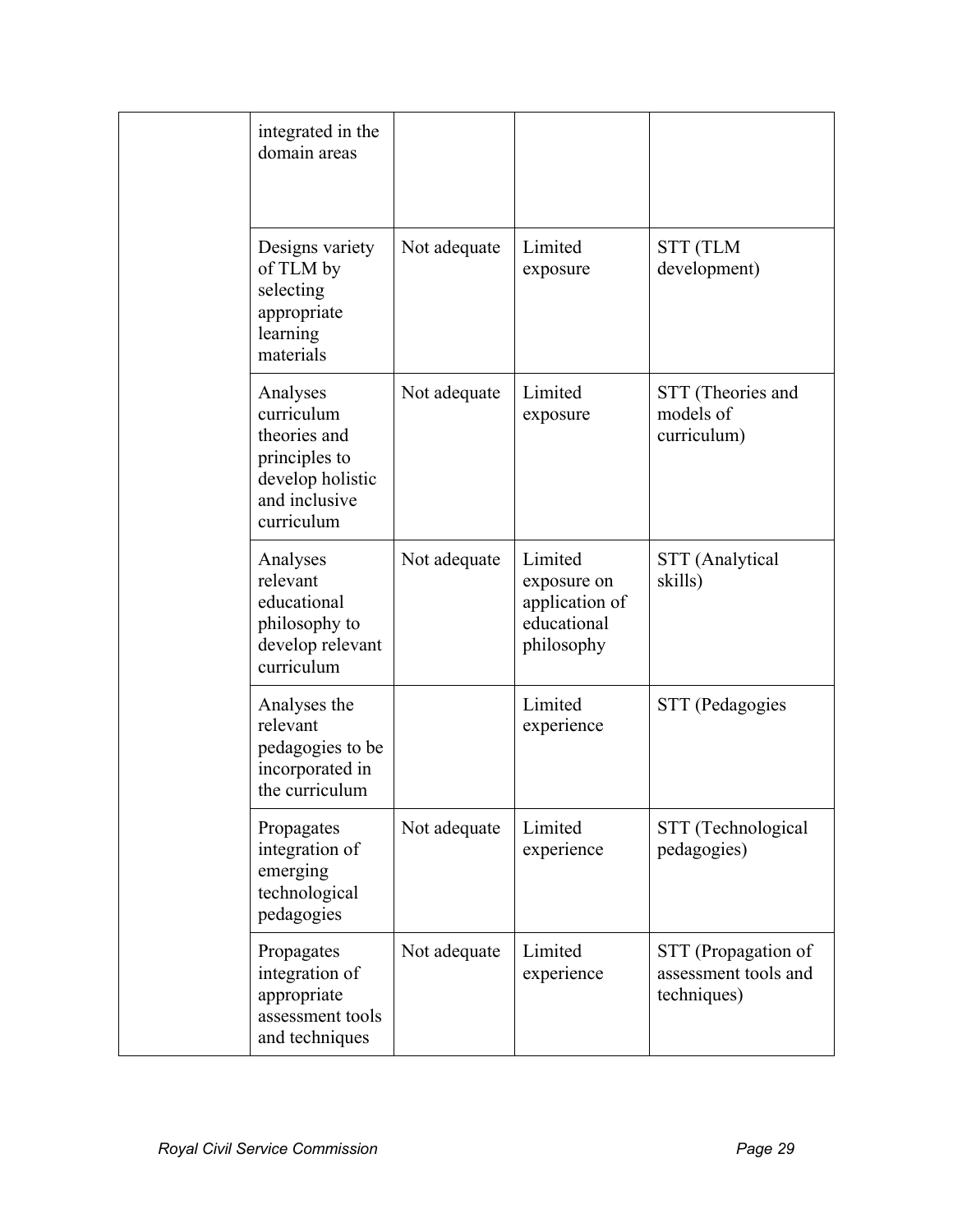| | | | | |
|---|---|---|---|---|
| | integrated in the domain areas | | | |
| | Designs variety of TLM by selecting appropriate learning materials | Not adequate | Limited exposure | STT (TLM development) |
| | Analyses curriculum theories and principles to develop holistic and inclusive curriculum | Not adequate | Limited exposure | STT (Theories and models of curriculum) |
| | Analyses relevant educational philosophy to develop relevant curriculum | Not adequate | Limited exposure on application of educational philosophy | STT (Analytical skills) |
| | Analyses the relevant pedagogies to be incorporated in the curriculum | | Limited experience | STT (Pedagogies |
| | Propagates integration of emerging technological pedagogies | Not adequate | Limited experience | STT (Technological pedagogies) |
| | Propagates integration of appropriate assessment tools and techniques | Not adequate | Limited experience | STT (Propagation of assessment tools and techniques) |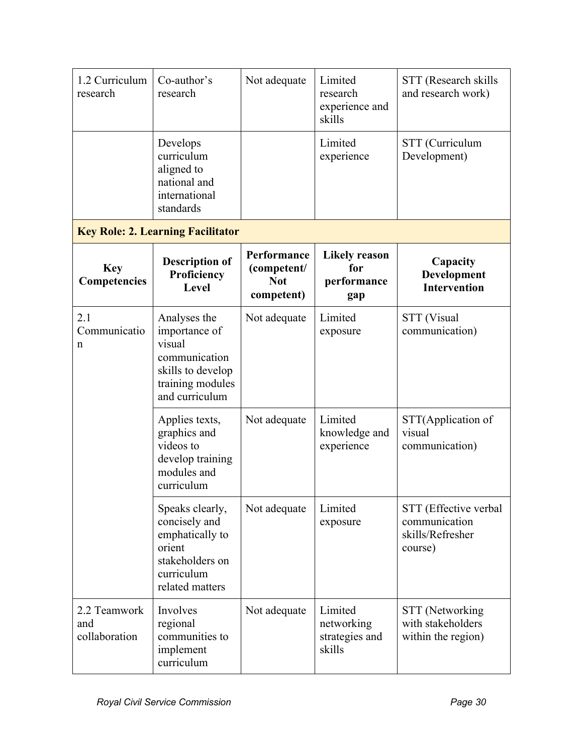| 1.2 Curriculum research | Co-author's research | Not adequate | Limited research experience and skills | STT (Research skills and research work) |
|---|---|---|---|---|
| | Develops curriculum aligned to national and international standards | | Limited experience | STT (Curriculum Development) |

**Key Role: 2. Learning Facilitator**

| Key Competencies | Description of Proficiency Level | Performance (competent/ Not competent) | Likely reason for performance gap | Capacity Development Intervention |
|---|---|---|---|---|
| 2.1 Communication | Analyses the importance of visual communication skills to develop training modules and curriculum | Not adequate | Limited exposure | STT (Visual communication) |
| | Applies texts, graphics and videos to develop training modules and curriculum | Not adequate | Limited knowledge and experience | STT(Application of visual communication) |
| | Speaks clearly, concisely and emphatically to orient stakeholders on curriculum related matters | Not adequate | Limited exposure | STT (Effective verbal communication skills/Refresher course) |
| 2.2 Teamwork and collaboration | Involves regional communities to implement curriculum | Not adequate | Limited networking strategies and skills | STT (Networking with stakeholders within the region) |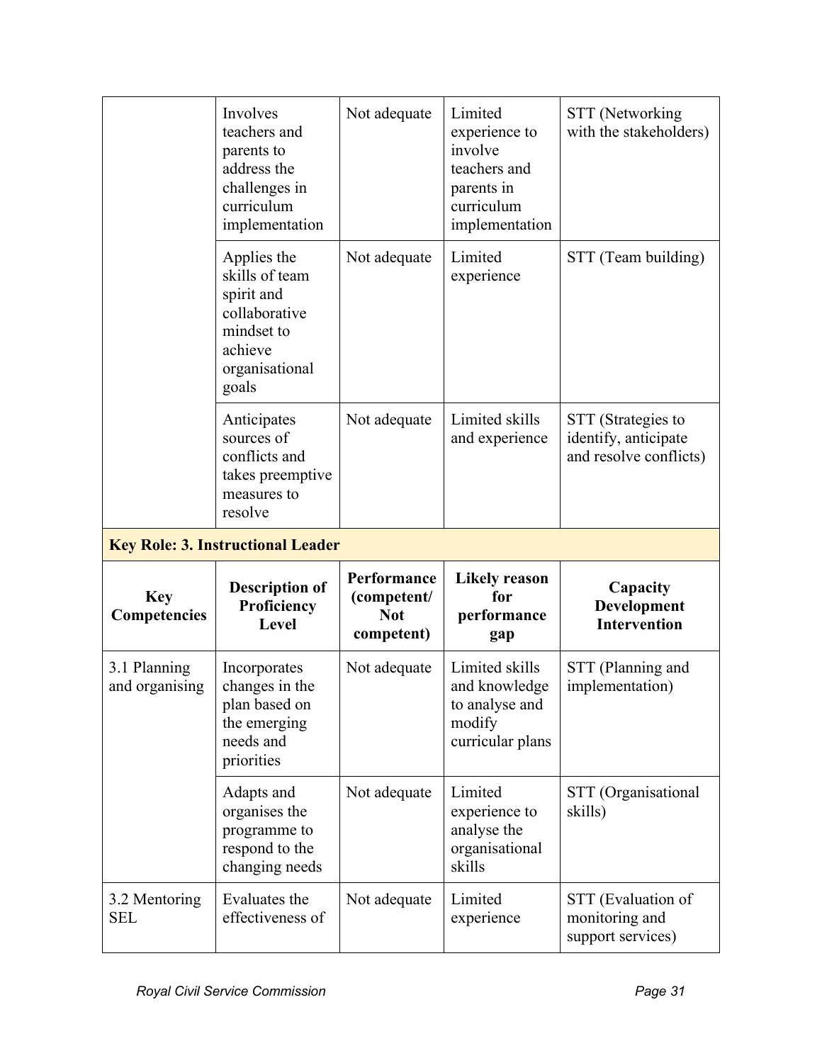| | | | | |
|---|---|---|---|---|
| | Involves teachers and parents to address the challenges in curriculum implementation | Not adequate | Limited experience to involve teachers and parents in curriculum implementation | STT (Networking with the stakeholders) |
| | Applies the skills of team spirit and collaborative mindset to achieve organisational goals | Not adequate | Limited experience | STT (Team building) |
| | Anticipates sources of conflicts and takes preemptive measures to resolve | Not adequate | Limited skills and experience | STT (Strategies to identify, anticipate and resolve conflicts) |

**Key Role: 3. Instructional Leader**

| Key Competencies | Description of Proficiency Level | Performance (competent/ Not competent) | Likely reason for performance gap | Capacity Development Intervention |
|---|---|---|---|---|
| 3.1 Planning and organising | Incorporates changes in the plan based on the emerging needs and priorities | Not adequate | Limited skills and knowledge to analyse and modify curricular plans | STT (Planning and implementation) |
| | Adapts and organises the programme to respond to the changing needs | Not adequate | Limited experience to analyse the organisational skills | STT (Organisational skills) |
| 3.2 Mentoring SEL | Evaluates the effectiveness of | Not adequate | Limited experience | STT (Evaluation of monitoring and support services) |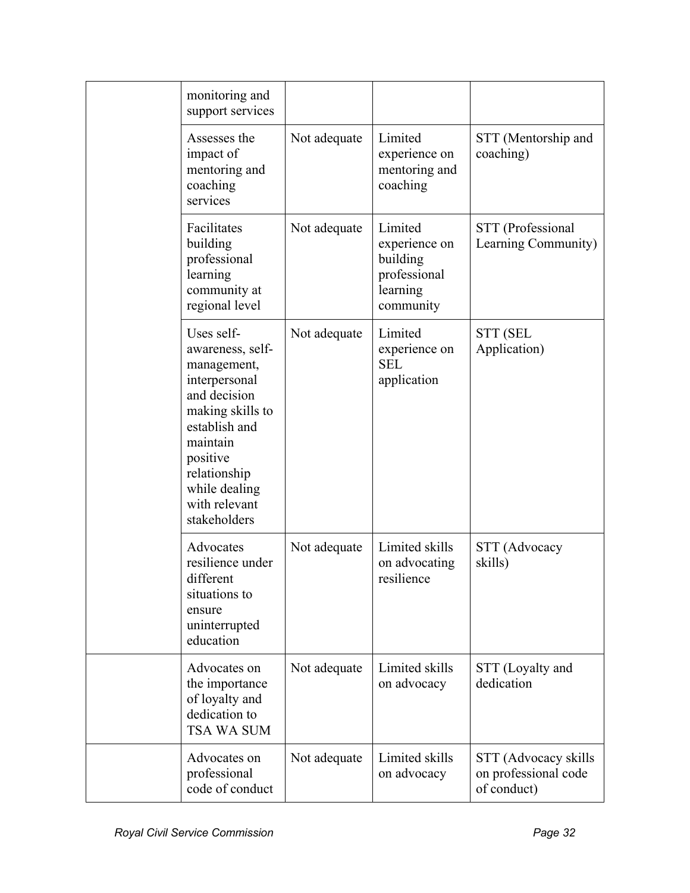| | | | | |
|---|---|---|---|---|
| | monitoring and support services | | | |
| | Assesses the impact of mentoring and coaching services | Not adequate | Limited experience on mentoring and coaching | STT (Mentorship and coaching) |
| | Facilitates building professional learning community at regional level | Not adequate | Limited experience on building professional learning community | STT (Professional Learning Community) |
| | Uses self-awareness, self-management, interpersonal and decision making skills to establish and maintain positive relationship while dealing with relevant stakeholders | Not adequate | Limited experience on SEL application | STT (SEL Application) |
| | Advocates resilience under different situations to ensure uninterrupted education | Not adequate | Limited skills on advocating resilience | STT (Advocacy skills) |
| | Advocates on the importance of loyalty and dedication to TSA WA SUM | Not adequate | Limited skills on advocacy | STT (Loyalty and dedication |
| | Advocates on professional code of conduct | Not adequate | Limited skills on advocacy | STT (Advocacy skills on professional code of conduct) |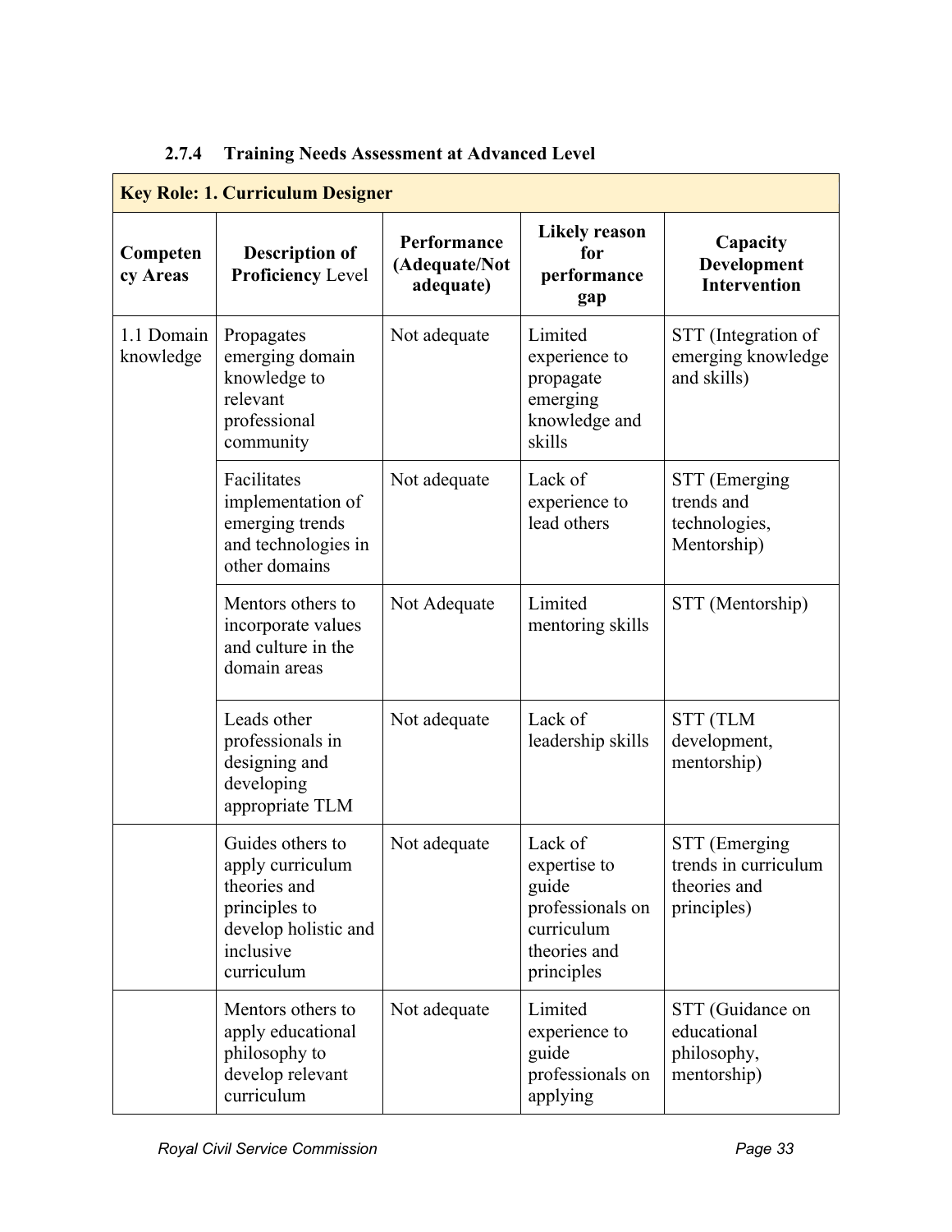### 2.7.4 Training Needs Assessment at Advanced Level

| **Key Role: 1. Curriculum Designer** | | | | |
|---|---|---|---|---|
| **Competency Areas** | **Description of Proficiency** Level | **Performance (Adequate/Not adequate)** | **Likely reason for performance gap** | **Capacity Development Intervention** |
| 1.1 Domain knowledge | Propagates emerging domain knowledge to relevant professional community | Not adequate | Limited experience to propagate emerging knowledge and skills | STT (Integration of emerging knowledge and skills) |
| | Facilitates implementation of emerging trends and technologies in other domains | Not adequate | Lack of experience to lead others | STT (Emerging trends and technologies, Mentorship) |
| | Mentors others to incorporate values and culture in the domain areas | Not Adequate | Limited mentoring skills | STT (Mentorship) |
| | Leads other professionals in designing and developing appropriate TLM | Not adequate | Lack of leadership skills | STT (TLM development, mentorship) |
| | Guides others to apply curriculum theories and principles to develop holistic and inclusive curriculum | Not adequate | Lack of expertise to guide professionals on curriculum theories and principles | STT (Emerging trends in curriculum theories and principles) |
| | Mentors others to apply educational philosophy to develop relevant curriculum | Not adequate | Limited experience to guide professionals on applying | STT (Guidance on educational philosophy, mentorship) |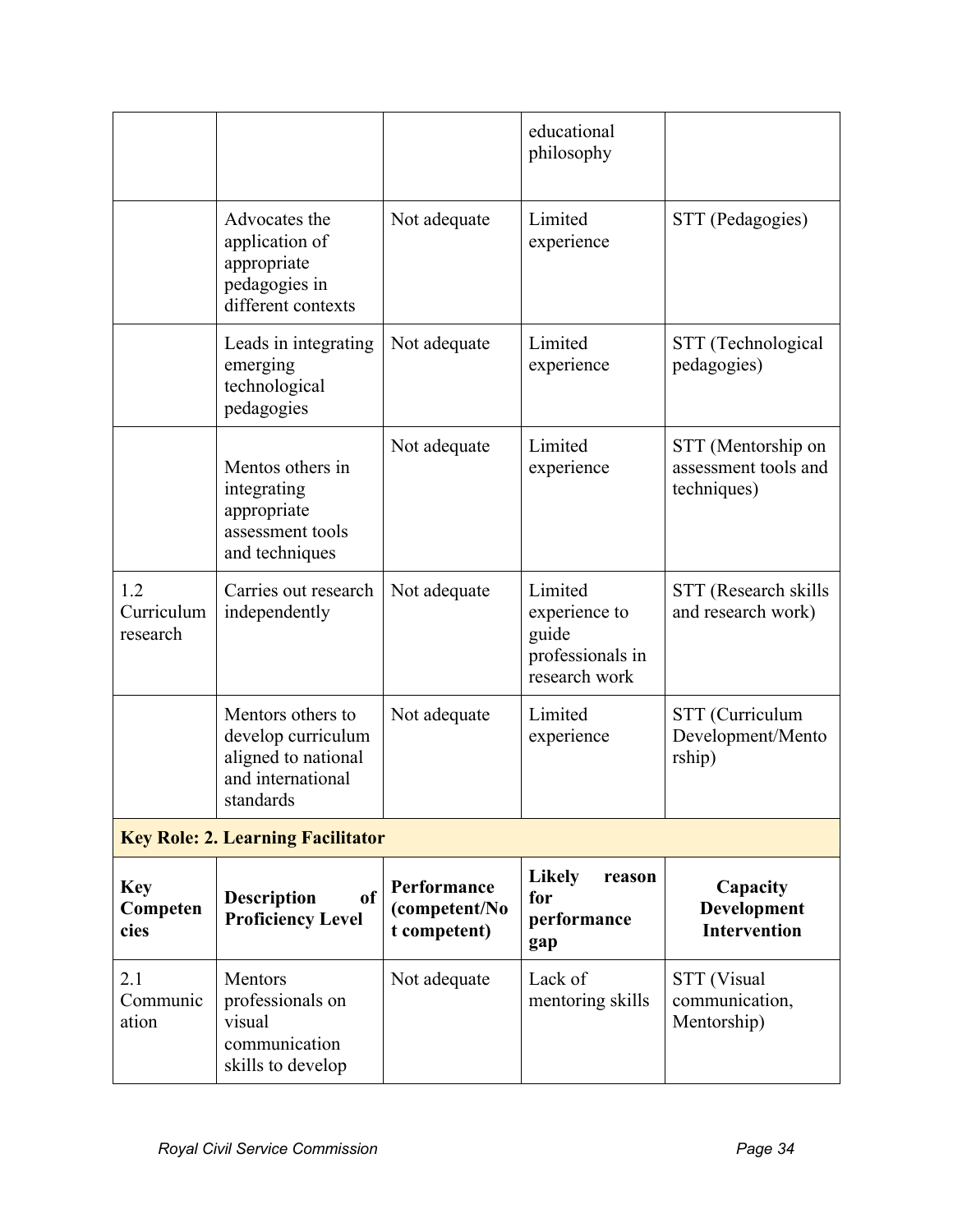| | | | educational philosophy | |
|---|---|---|---|---|
| | Advocates the application of appropriate pedagogies in different contexts | Not adequate | Limited experience | STT (Pedagogies) |
| | Leads in integrating emerging technological pedagogies | Not adequate | Limited experience | STT (Technological pedagogies) |
| | Mentos others in integrating appropriate assessment tools and techniques | Not adequate | Limited experience | STT (Mentorship on assessment tools and techniques) |
| 1.2 Curriculum research | Carries out research independently | Not adequate | Limited experience to guide professionals in research work | STT (Research skills and research work) |
| | Mentors others to develop curriculum aligned to national and international standards | Not adequate | Limited experience | STT (Curriculum Development/Mentorship) |
| **Key Role: 2. Learning Facilitator** | | | | |
| **Key Competencies** | **Description of Proficiency Level** | **Performance (competent/Not competent)** | **Likely reason for performance gap** | **Capacity Development Intervention** |
| 2.1 Communication | Mentors professionals on visual communication skills to develop | Not adequate | Lack of mentoring skills | STT (Visual communication, Mentorship) |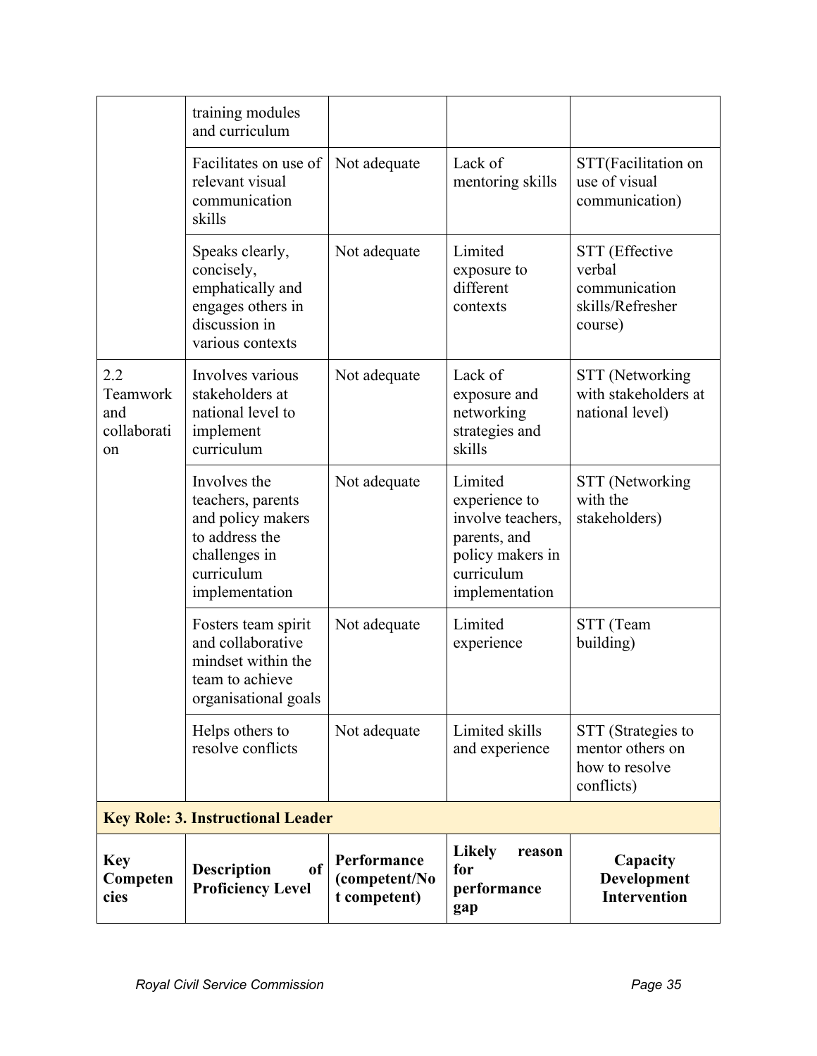| | | | | |
|---|---|---|---|---|
| | training modules and curriculum | | | |
| | Facilitates on use of relevant visual communication skills | Not adequate | Lack of mentoring skills | STT(Facilitation on use of visual communication) |
| | Speaks clearly, concisely, emphatically and engages others in discussion in various contexts | Not adequate | Limited exposure to different contexts | STT (Effective verbal communication skills/Refresher course) |
| 2.2 Teamwork and collaboration | Involves various stakeholders at national level to implement curriculum | Not adequate | Lack of exposure and networking strategies and skills | STT (Networking with stakeholders at national level) |
| | Involves the teachers, parents and policy makers to address the challenges in curriculum implementation | Not adequate | Limited experience to involve teachers, parents, and policy makers in curriculum implementation | STT (Networking with the stakeholders) |
| | Fosters team spirit and collaborative mindset within the team to achieve organisational goals | Not adequate | Limited experience | STT (Team building) |
| | Helps others to resolve conflicts | Not adequate | Limited skills and experience | STT (Strategies to mentor others on how to resolve conflicts) |
| **Key Role: 3. Instructional Leader** | | | | |
| **Key Competencies** | **Description of Proficiency Level** | **Performance (competent/Not competent)** | **Likely reason for performance gap** | **Capacity Development Intervention** |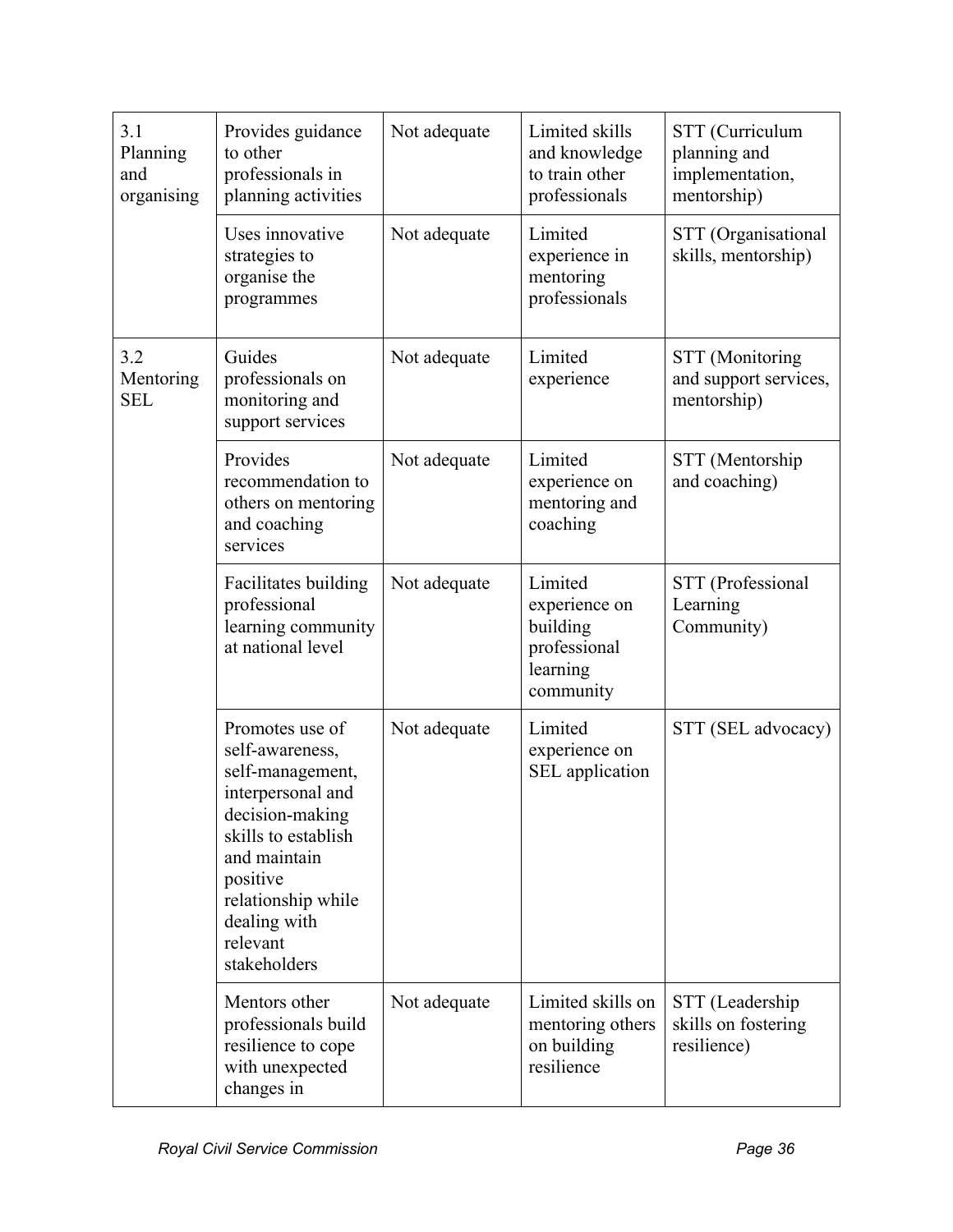| | | | | |
|---|---|---|---|---|
| 3.1 Planning and organising | Provides guidance to other professionals in planning activities | Not adequate | Limited skills and knowledge to train other professionals | STT (Curriculum planning and implementation, mentorship) |
| | Uses innovative strategies to organise the programmes | Not adequate | Limited experience in mentoring professionals | STT (Organisational skills, mentorship) |
| 3.2 Mentoring SEL | Guides professionals on monitoring and support services | Not adequate | Limited experience | STT (Monitoring and support services, mentorship) |
| | Provides recommendation to others on mentoring and coaching services | Not adequate | Limited experience on mentoring and coaching | STT (Mentorship and coaching) |
| | Facilitates building professional learning community at national level | Not adequate | Limited experience on building professional learning community | STT (Professional Learning Community) |
| | Promotes use of self-awareness, self-management, interpersonal and decision-making skills to establish and maintain positive relationship while dealing with relevant stakeholders | Not adequate | Limited experience on SEL application | STT (SEL advocacy) |
| | Mentors other professionals build resilience to cope with unexpected changes in | Not adequate | Limited skills on mentoring others on building resilience | STT (Leadership skills on fostering resilience) |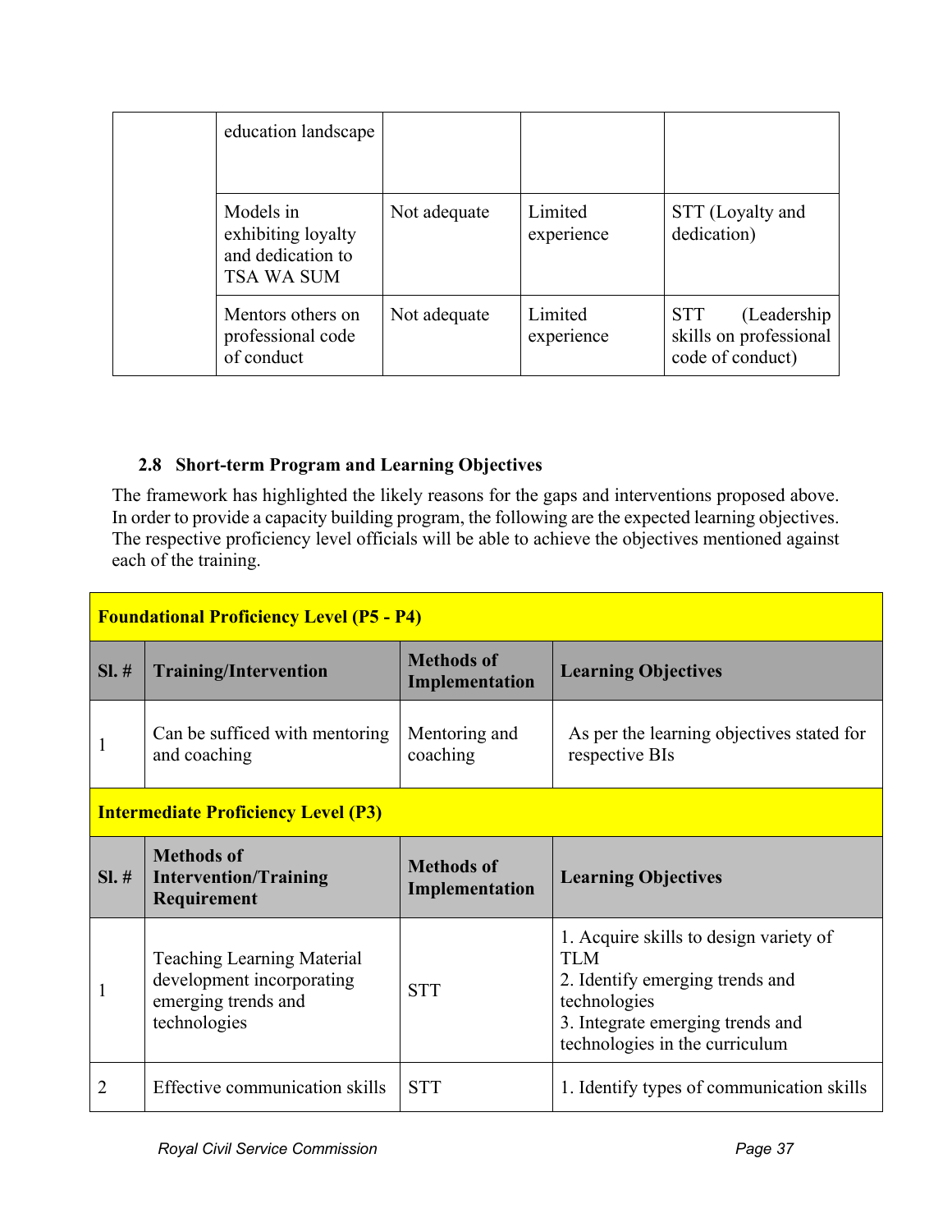| | | | | |
|---|---|---|---|---|
| | education landscape | | | |
| | Models in exhibiting loyalty and dedication to TSA WA SUM | Not adequate | Limited experience | STT (Loyalty and dedication) |
| | Mentors others on professional code of conduct | Not adequate | Limited experience | STT (Leadership skills on professional code of conduct) |

### 2.8 Short-term Program and Learning Objectives

The framework has highlighted the likely reasons for the gaps and interventions proposed above. In order to provide a capacity building program, the following are the expected learning objectives. The respective proficiency level officials will be able to achieve the objectives mentioned against each of the training.

| **Foundational Proficiency Level (P5 - P4)** | | | |
|---|---|---|---|
| **Sl. #** | **Training/Intervention** | **Methods of Implementation** | **Learning Objectives** |
| 1 | Can be sufficed with mentoring and coaching | Mentoring and coaching | As per the learning objectives stated for respective BIs |
| **Intermediate Proficiency Level (P3)** | | | |
| **Sl. #** | **Methods of Intervention/Training Requirement** | **Methods of Implementation** | **Learning Objectives** |
| 1 | Teaching Learning Material development incorporating emerging trends and technologies | STT | 1. Acquire skills to design variety of TLM<br>2. Identify emerging trends and technologies<br>3. Integrate emerging trends and technologies in the curriculum |
| 2 | Effective communication skills | STT | 1. Identify types of communication skills |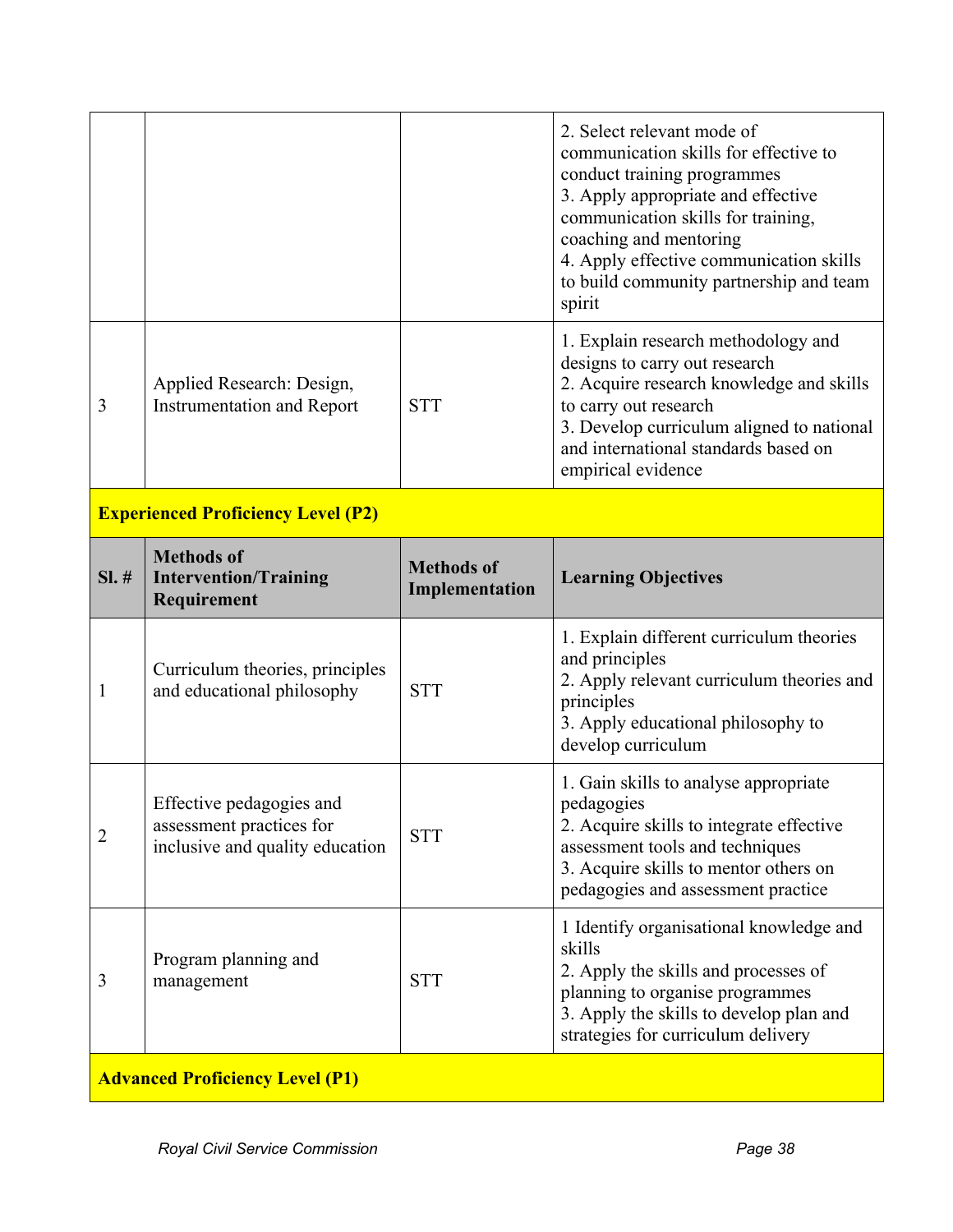| | | | |
|---|---|---|---|
| | | | 2. Select relevant mode of communication skills for effective to conduct training programmes<br>3. Apply appropriate and effective communication skills for training, coaching and mentoring<br>4. Apply effective communication skills to build community partnership and team spirit |
| 3 | Applied Research: Design, Instrumentation and Report | STT | 1. Explain research methodology and designs to carry out research<br>2. Acquire research knowledge and skills to carry out research<br>3. Develop curriculum aligned to national and international standards based on empirical evidence |

**Experienced Proficiency Level (P2)**

| Sl. # | Methods of Intervention/Training Requirement | Methods of Implementation | Learning Objectives |
|---|---|---|---|
| 1 | Curriculum theories, principles and educational philosophy | STT | 1. Explain different curriculum theories and principles<br>2. Apply relevant curriculum theories and principles<br>3. Apply educational philosophy to develop curriculum |
| 2 | Effective pedagogies and assessment practices for inclusive and quality education | STT | 1. Gain skills to analyse appropriate pedagogies<br>2. Acquire skills to integrate effective assessment tools and techniques<br>3. Acquire skills to mentor others on pedagogies and assessment practice |
| 3 | Program planning and management | STT | 1 Identify organisational knowledge and skills<br>2. Apply the skills and processes of planning to organise programmes<br>3. Apply the skills to develop plan and strategies for curriculum delivery |

**Advanced Proficiency Level (P1)**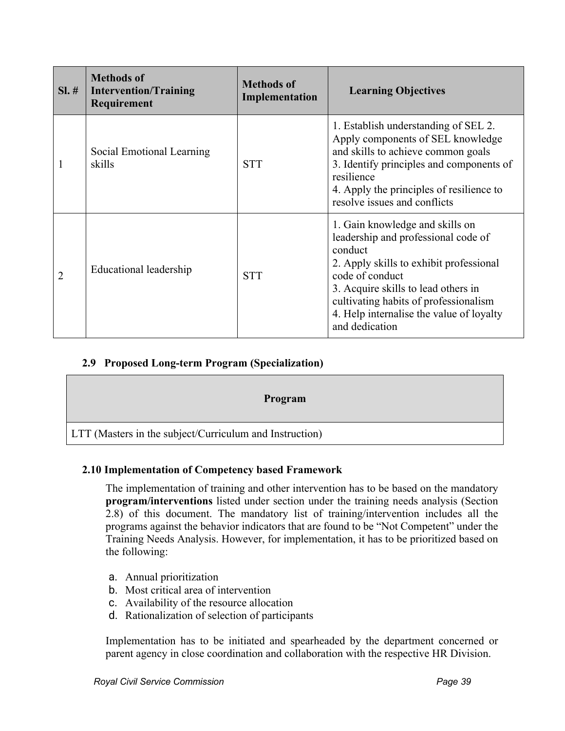| Sl. # | Methods of Intervention/Training Requirement | Methods of Implementation | Learning Objectives |
|---|---|---|---|
| 1 | Social Emotional Learning skills | STT | 1. Establish understanding of SEL 2. Apply components of SEL knowledge and skills to achieve common goals<br>3. Identify principles and components of resilience<br>4. Apply the principles of resilience to resolve issues and conflicts |
| 2 | Educational leadership | STT | 1. Gain knowledge and skills on leadership and professional code of conduct<br>2. Apply skills to exhibit professional code of conduct<br>3. Acquire skills to lead others in cultivating habits of professionalism<br>4. Help internalise the value of loyalty and dedication |

### 2.9 Proposed Long-term Program (Specialization)

| Program |
|---|
| LTT (Masters in the subject/Curriculum and Instruction) |

### 2.10 Implementation of Competency based Framework

The implementation of training and other intervention has to be based on the mandatory **program/interventions** listed under section under the training needs analysis (Section 2.8) of this document. The mandatory list of training/intervention includes all the programs against the behavior indicators that are found to be "Not Competent" under the Training Needs Analysis. However, for implementation, it has to be prioritized based on the following:

a. Annual prioritization
b. Most critical area of intervention
c. Availability of the resource allocation
d. Rationalization of selection of participants

Implementation has to be initiated and spearheaded by the department concerned or parent agency in close coordination and collaboration with the respective HR Division.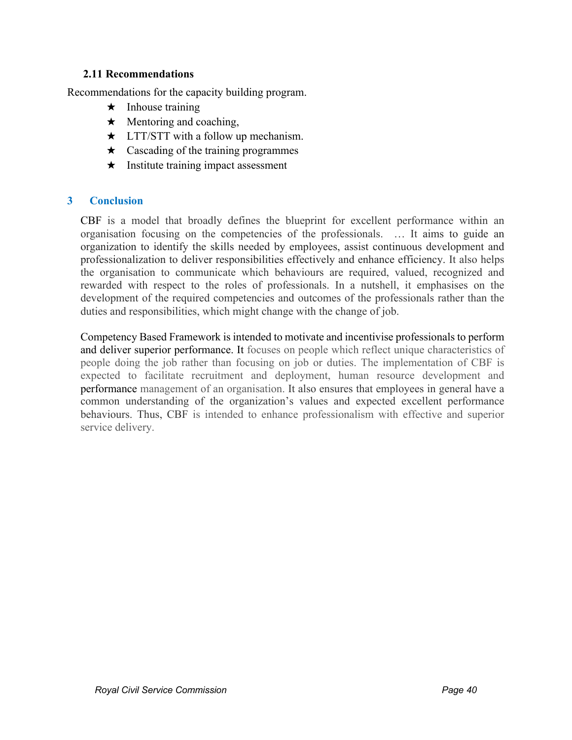### 2.11 Recommendations

Recommendations for the capacity building program.

- Inhouse training
- Mentoring and coaching,
- LTT/STT with a follow up mechanism.
- Cascading of the training programmes
- Institute training impact assessment

# 3 Conclusion

CBF is a model that broadly defines the blueprint for excellent performance within an organisation focusing on the competencies of the professionals. … It aims to guide an organization to identify the skills needed by employees, assist continuous development and professionalization to deliver responsibilities effectively and enhance efficiency. It also helps the organisation to communicate which behaviours are required, valued, recognized and rewarded with respect to the roles of professionals. In a nutshell, it emphasises on the development of the required competencies and outcomes of the professionals rather than the duties and responsibilities, which might change with the change of job.

Competency Based Framework is intended to motivate and incentivise professionals to perform and deliver superior performance. It focuses on people which reflect unique characteristics of people doing the job rather than focusing on job or duties. The implementation of CBF is expected to facilitate recruitment and deployment, human resource development and performance management of an organisation. It also ensures that employees in general have a common understanding of the organization's values and expected excellent performance behaviours. Thus, CBF is intended to enhance professionalism with effective and superior service delivery.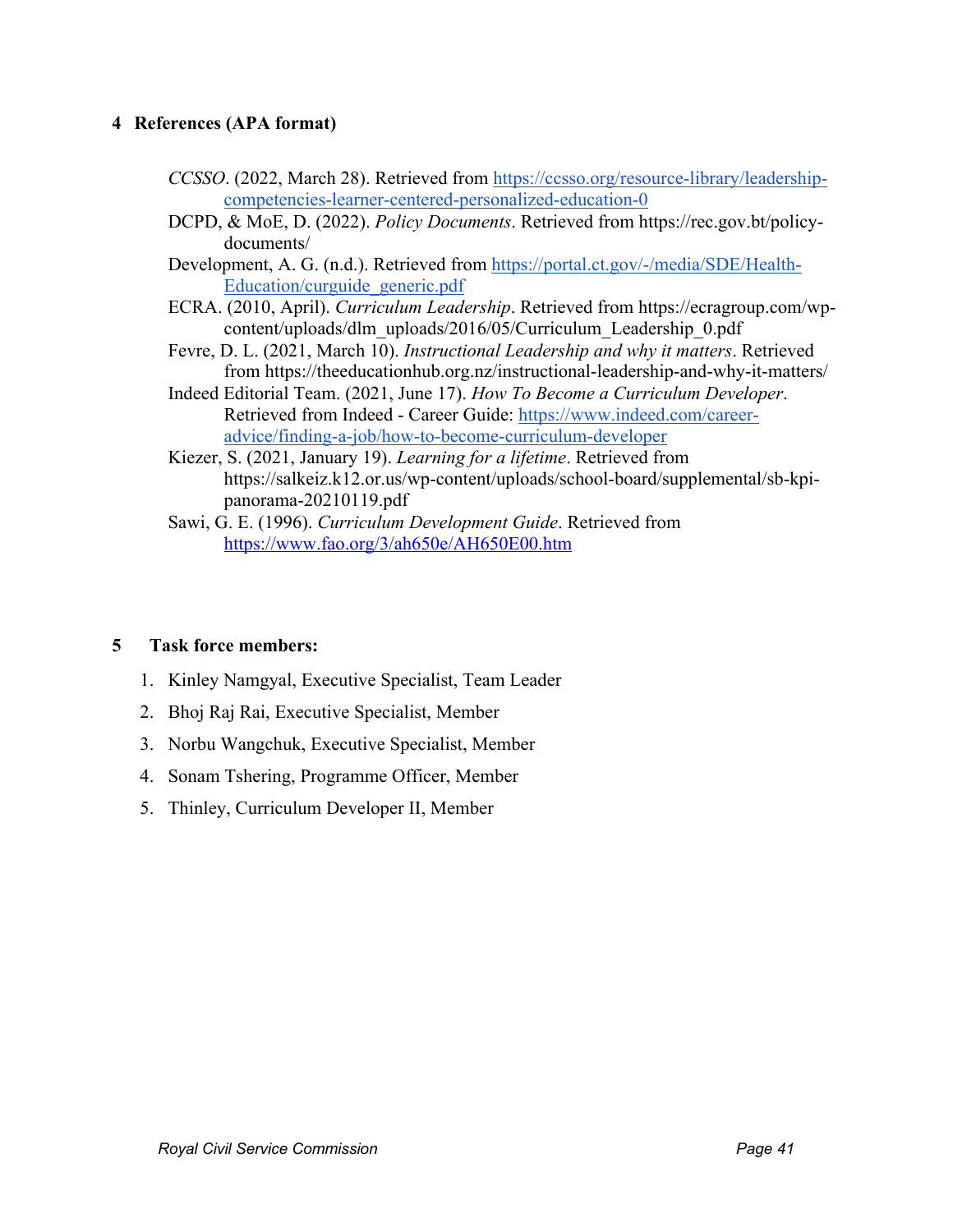## 4 References (APA format)

*CCSSO*. (2022, March 28). Retrieved from https://ccsso.org/resource-library/leadership-competencies-learner-centered-personalized-education-0

DCPD, & MoE, D. (2022). *Policy Documents*. Retrieved from https://rec.gov.bt/policy-documents/

Development, A. G. (n.d.). Retrieved from https://portal.ct.gov/-/media/SDE/Health-Education/curguide_generic.pdf

ECRA. (2010, April). *Curriculum Leadership*. Retrieved from https://ecragroup.com/wp-content/uploads/dlm_uploads/2016/05/Curriculum_Leadership_0.pdf

Fevre, D. L. (2021, March 10). *Instructional Leadership and why it matters*. Retrieved from https://theeducationhub.org.nz/instructional-leadership-and-why-it-matters/

Indeed Editorial Team. (2021, June 17). *How To Become a Curriculum Developer*. Retrieved from Indeed - Career Guide: https://www.indeed.com/career-advice/finding-a-job/how-to-become-curriculum-developer

Kiezer, S. (2021, January 19). *Learning for a lifetime*. Retrieved from https://salkeiz.k12.or.us/wp-content/uploads/school-board/supplemental/sb-kpi-panorama-20210119.pdf

Sawi, G. E. (1996). *Curriculum Development Guide*. Retrieved from https://www.fao.org/3/ah650e/AH650E00.htm

## 5 Task force members:

1. Kinley Namgyal, Executive Specialist, Team Leader
2. Bhoj Raj Rai, Executive Specialist, Member
3. Norbu Wangchuk, Executive Specialist, Member
4. Sonam Tshering, Programme Officer, Member
5. Thinley, Curriculum Developer II, Member